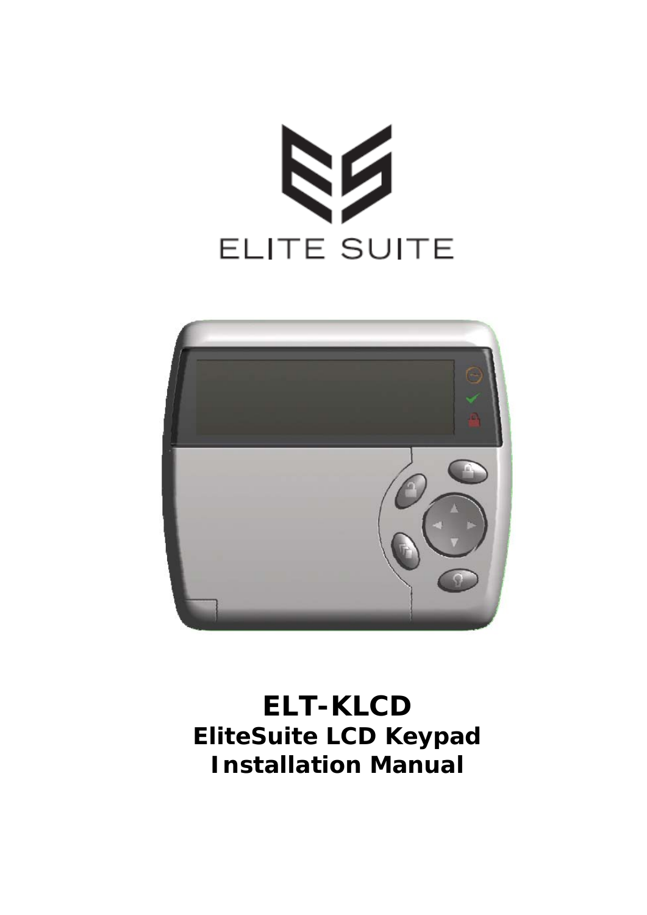ELITE SUITE

# ELT-KLCD

## EliteSuite LCD Keypad

## Installation Manual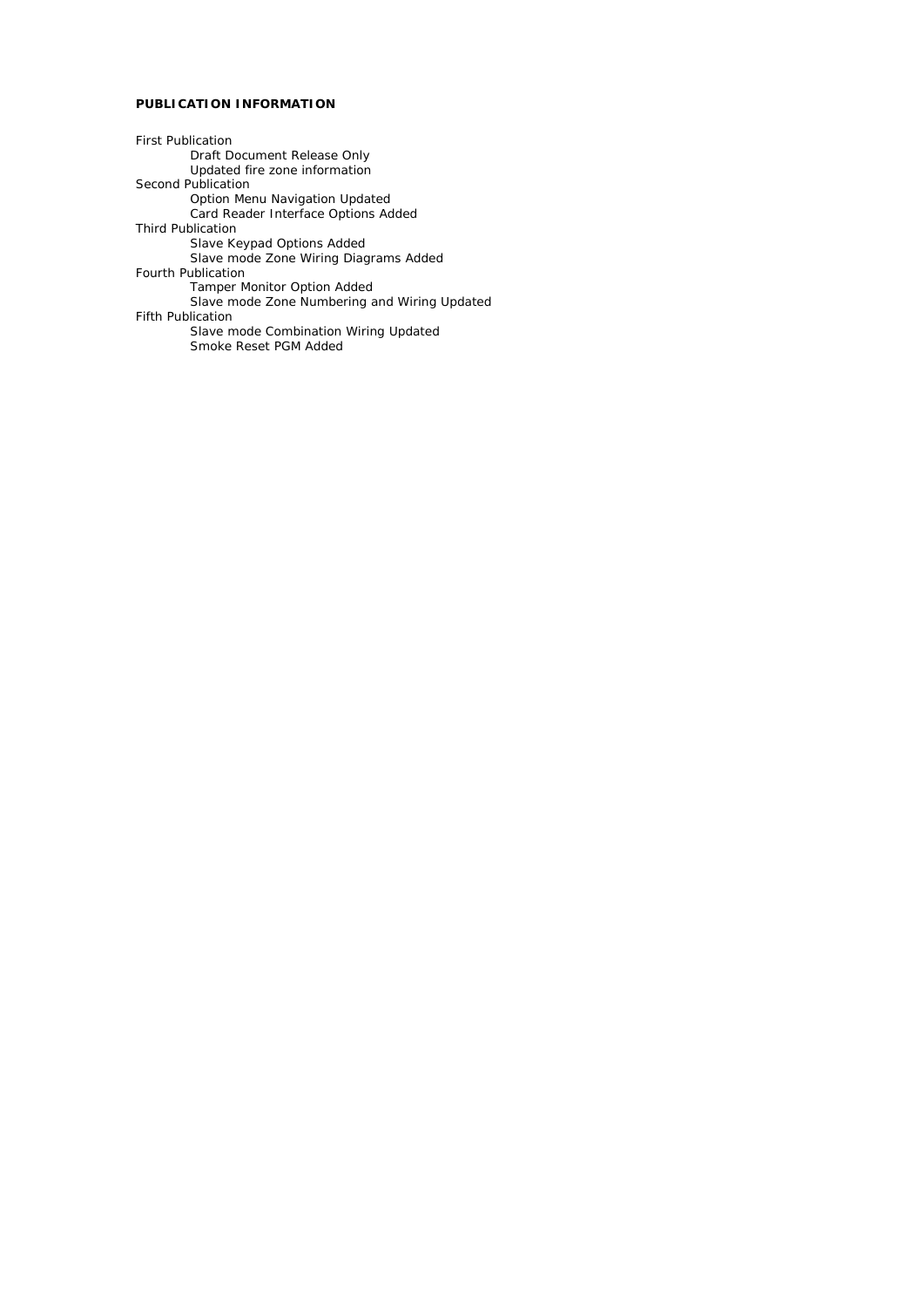**PUBLICATION INFORMATION**

First Publication
- Draft Document Release Only
- Updated fire zone information

Second Publication
- Option Menu Navigation Updated
- Card Reader Interface Options Added

Third Publication
- Slave Keypad Options Added
- Slave mode Zone Wiring Diagrams Added

Fourth Publication
- Tamper Monitor Option Added
- Slave mode Zone Numbering and Wiring Updated

Fifth Publication
- Slave mode Combination Wiring Updated
- Smoke Reset PGM Added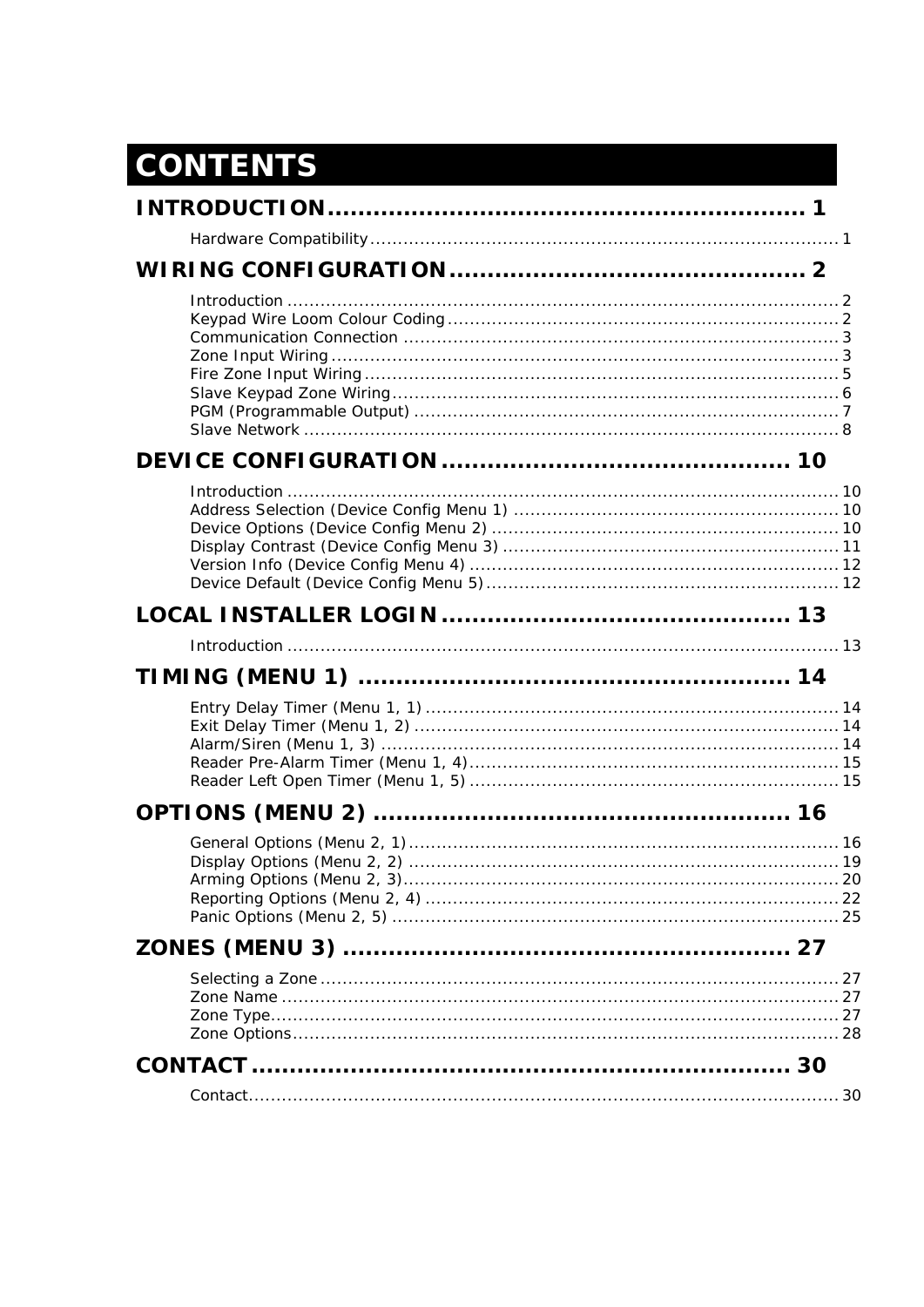# CONTENTS

## INTRODUCTION .......... 1

- Hardware Compatibility .......... 1

## WIRING CONFIGURATION .......... 2

- Introduction .......... 2
- Keypad Wire Loom Colour Coding .......... 2
- Communication Connection .......... 3
- Zone Input Wiring .......... 3
- Fire Zone Input Wiring .......... 5
- Slave Keypad Zone Wiring .......... 6
- PGM (Programmable Output) .......... 7
- Slave Network .......... 8

## DEVICE CONFIGURATION .......... 10

- Introduction .......... 10
- Address Selection (Device Config Menu 1) .......... 10
- Device Options (Device Config Menu 2) .......... 10
- Display Contrast (Device Config Menu 3) .......... 11
- Version Info (Device Config Menu 4) .......... 12
- Device Default (Device Config Menu 5) .......... 12

## LOCAL INSTALLER LOGIN .......... 13

- Introduction .......... 13

## TIMING (MENU 1) .......... 14

- Entry Delay Timer (Menu 1, 1) .......... 14
- Exit Delay Timer (Menu 1, 2) .......... 14
- Alarm/Siren (Menu 1, 3) .......... 14
- Reader Pre-Alarm Timer (Menu 1, 4) .......... 15
- Reader Left Open Timer (Menu 1, 5) .......... 15

## OPTIONS (MENU 2) .......... 16

- General Options (Menu 2, 1) .......... 16
- Display Options (Menu 2, 2) .......... 19
- Arming Options (Menu 2, 3) .......... 20
- Reporting Options (Menu 2, 4) .......... 22
- Panic Options (Menu 2, 5) .......... 25

## ZONES (MENU 3) .......... 27

- Selecting a Zone .......... 27
- Zone Name .......... 27
- Zone Type .......... 27
- Zone Options .......... 28

## CONTACT .......... 30

- Contact .......... 30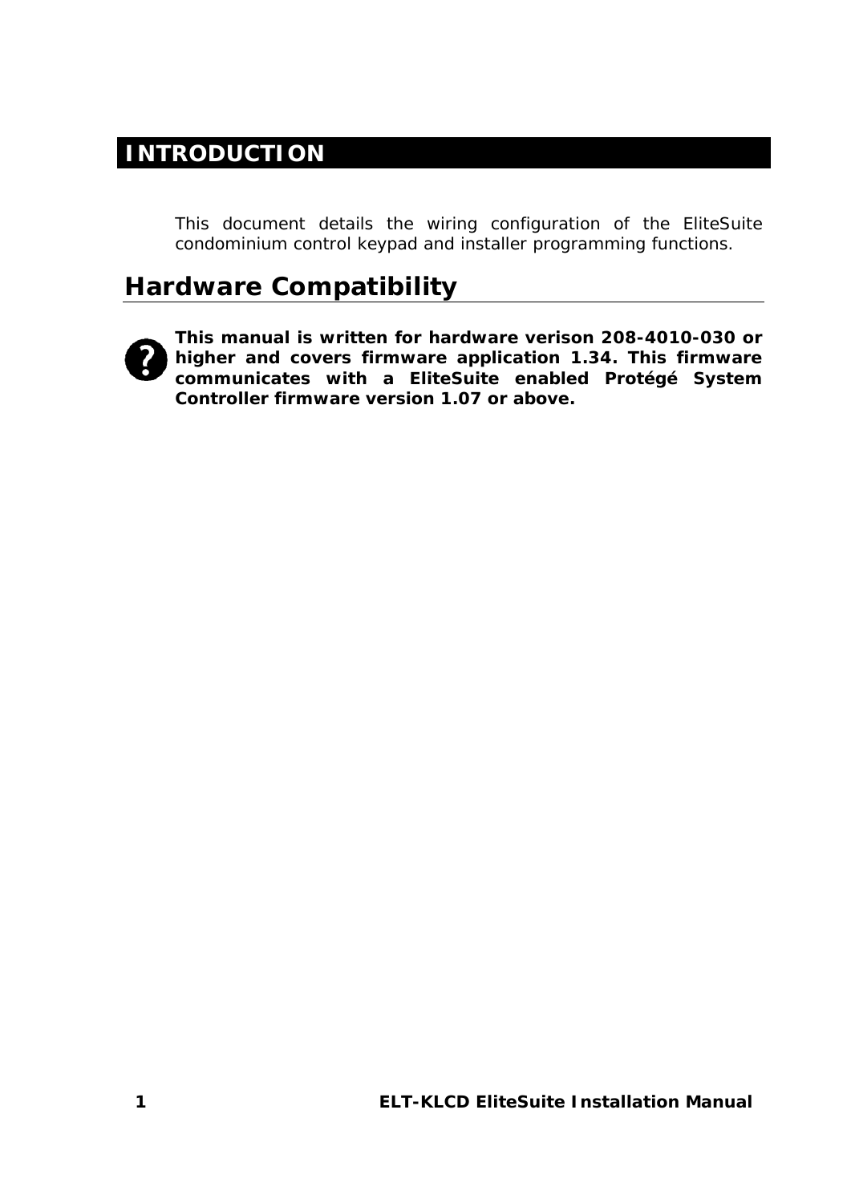# INTRODUCTION

This document details the wiring configuration of the EliteSuite condominium control keypad and installer programming functions.

## Hardware Compatibility

**This manual is written for hardware verison 208-4010-030 or higher and covers firmware application 1.34. This firmware communicates with a EliteSuite enabled Protégé System Controller firmware version 1.07 or above.**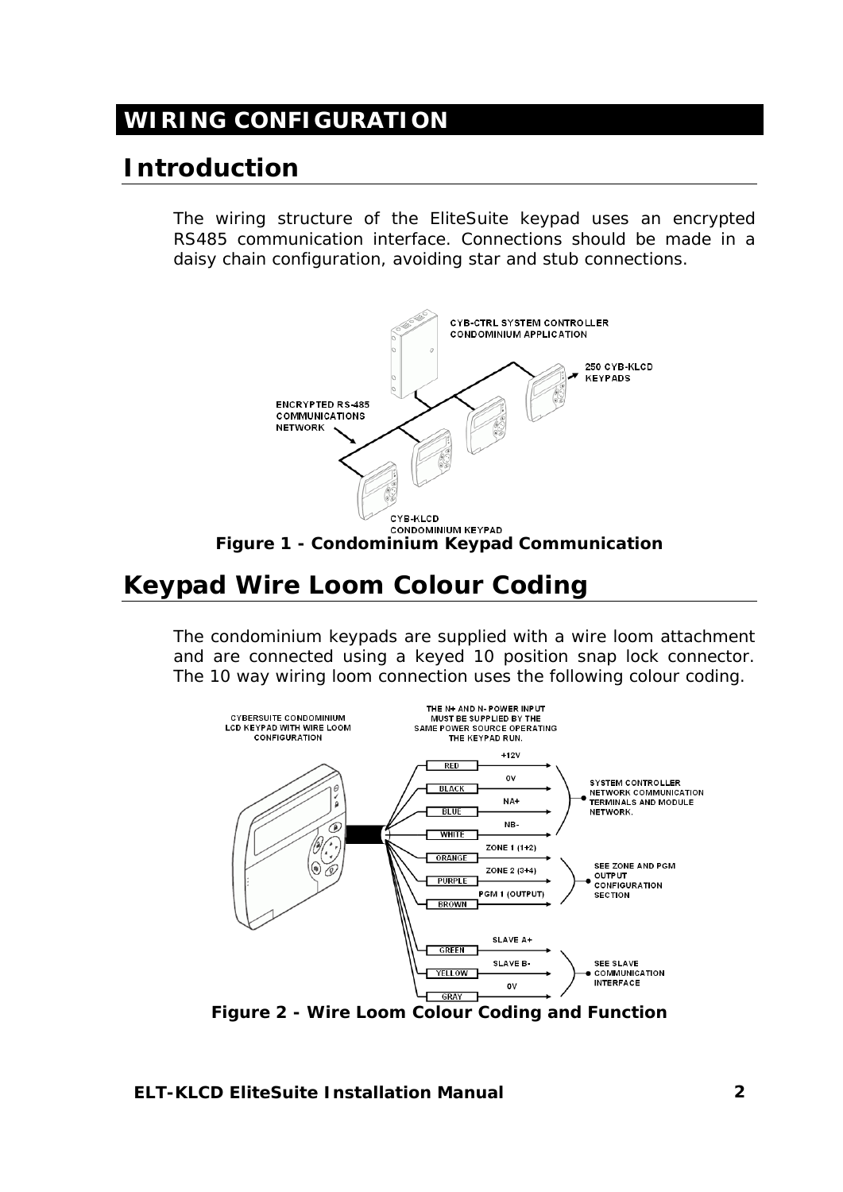# WIRING CONFIGURATION

## Introduction

The wiring structure of the EliteSuite keypad uses an encrypted RS485 communication interface. Connections should be made in a daisy chain configuration, avoiding star and stub connections.

**Figure 1 - Condominium Keypad Communication**

## Keypad Wire Loom Colour Coding

The condominium keypads are supplied with a wire loom attachment and are connected using a keyed 10 position snap lock connector. The 10 way wiring loom connection uses the following colour coding.

**Figure 2 - Wire Loom Colour Coding and Function**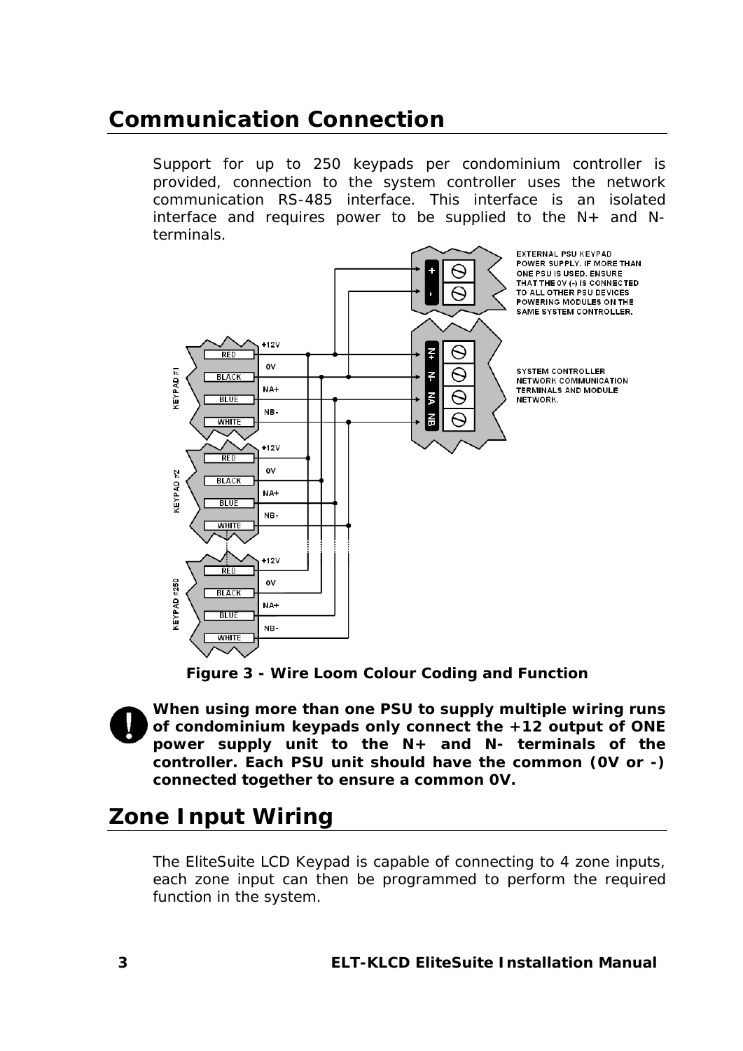## Communication Connection

Support for up to 250 keypads per condominium controller is provided, connection to the system controller uses the network communication RS-485 interface. This interface is an isolated interface and requires power to be supplied to the N+ and N- terminals.

**Figure 3 - Wire Loom Colour Coding and Function**

**When using more than one PSU to supply multiple wiring runs of condominium keypads only connect the +12 output of ONE power supply unit to the N+ and N- terminals of the controller. Each PSU unit should have the common (0V or -) connected together to ensure a common 0V.**

## Zone Input Wiring

The EliteSuite LCD Keypad is capable of connecting to 4 zone inputs, each zone input can then be programmed to perform the required function in the system.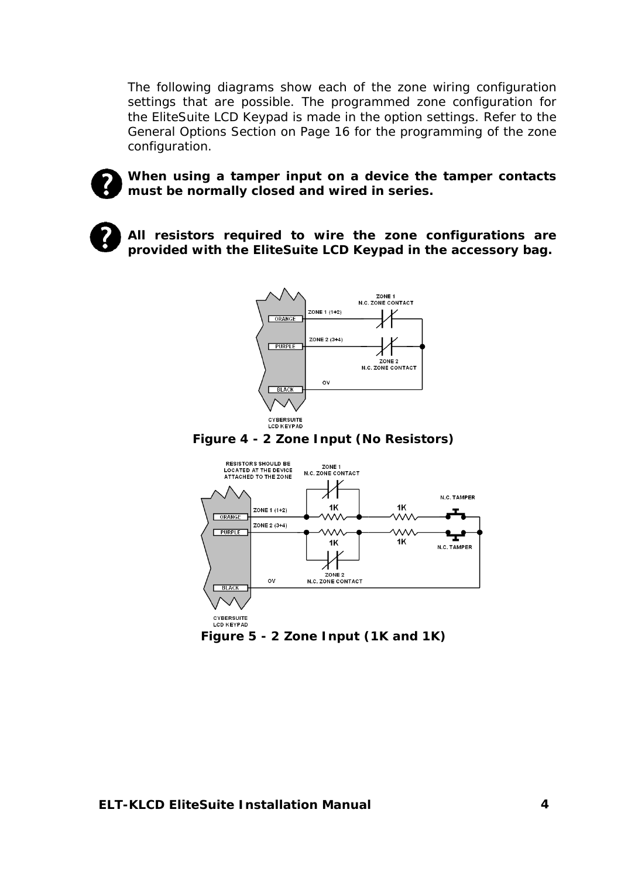The following diagrams show each of the zone wiring configuration settings that are possible. The programmed zone configuration for the EliteSuite LCD Keypad is made in the option settings. Refer to the General Options Section on Page 16 for the programming of the zone configuration.

**When using a tamper input on a device the tamper contacts must be normally closed and wired in series.**

**All resistors required to wire the zone configurations are provided with the EliteSuite LCD Keypad in the accessory bag.**

**Figure 4 - 2 Zone Input (No Resistors)**

**Figure 5 - 2 Zone Input (1K and 1K)**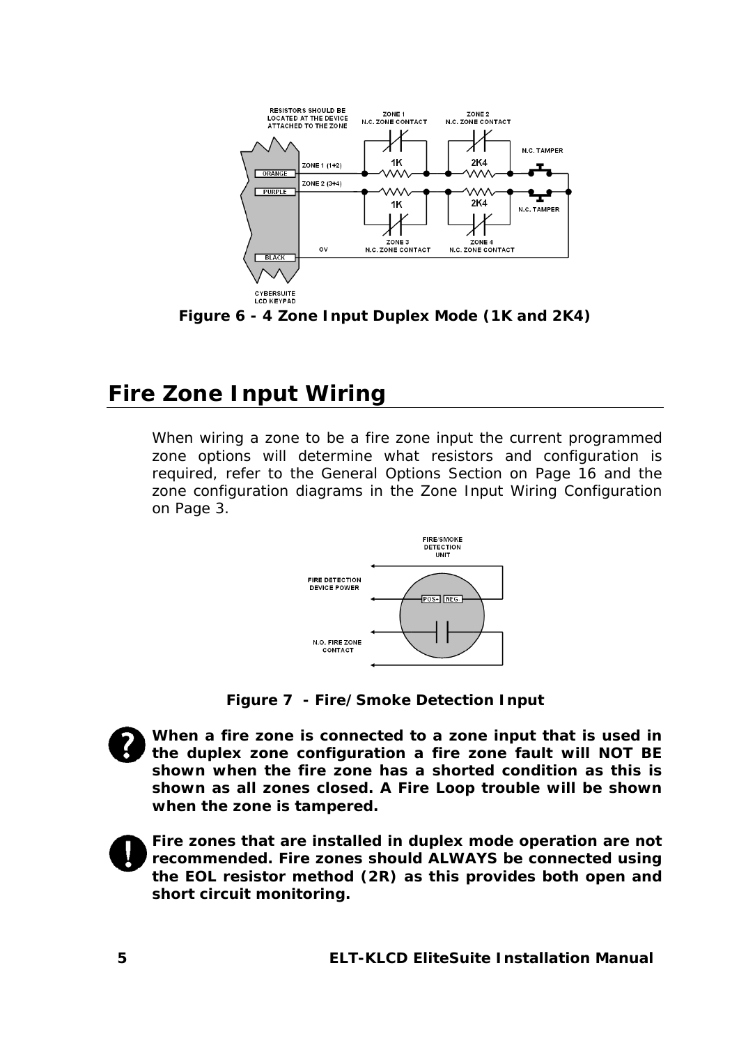Figure 6 - 4 Zone Input Duplex Mode (1K and 2K4)

## Fire Zone Input Wiring

When wiring a zone to be a fire zone input the current programmed zone options will determine what resistors and configuration is required, refer to the General Options Section on Page 16 and the zone configuration diagrams in the Zone Input Wiring Configuration on Page 3.

Figure 7 - Fire/Smoke Detection Input

**When a fire zone is connected to a zone input that is used in the duplex zone configuration a fire zone fault will NOT BE shown when the fire zone has a shorted condition as this is shown as all zones closed. A Fire Loop trouble will be shown when the zone is tampered.**

**Fire zones that are installed in duplex mode operation are not recommended. Fire zones should ALWAYS be connected using the EOL resistor method (2R) as this provides both open and short circuit monitoring.**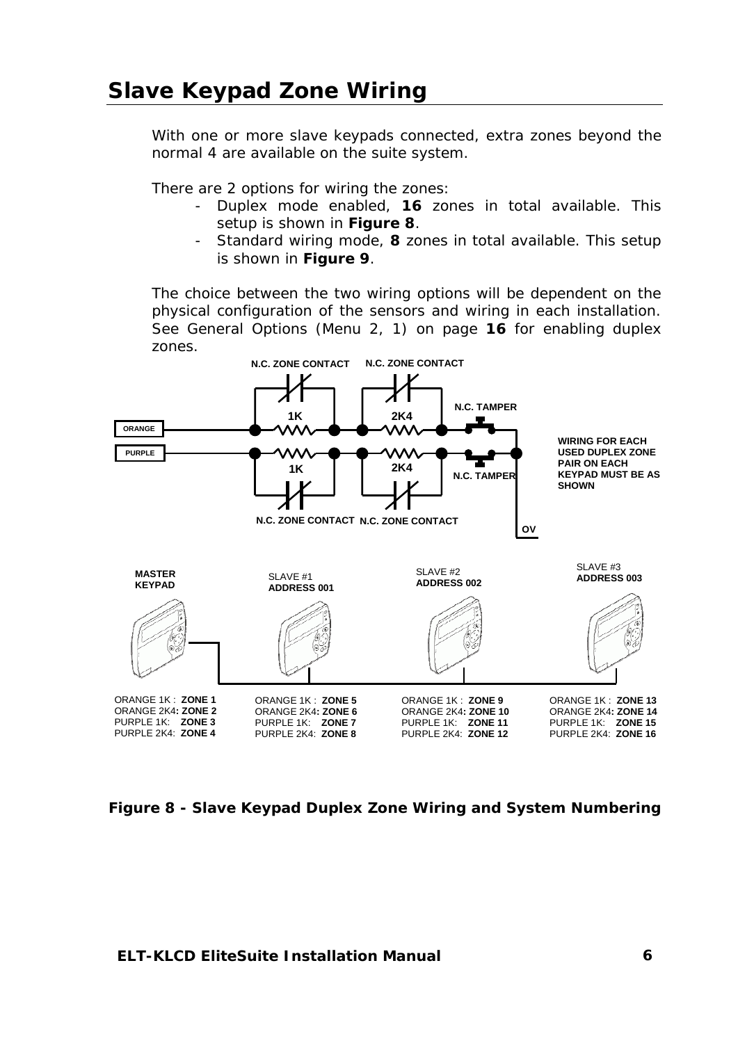## Slave Keypad Zone Wiring

With one or more slave keypads connected, extra zones beyond the normal 4 are available on the suite system.

There are 2 options for wiring the zones:

- Duplex mode enabled, **16** zones in total available. This setup is shown in **Figure 8**.
- Standard wiring mode, **8** zones in total available. This setup is shown in **Figure 9**.

The choice between the two wiring options will be dependent on the physical configuration of the sensors and wiring in each installation. See General Options (Menu 2, 1) on page **16** for enabling duplex zones.

N.C. ZONE CONTACT N.C. ZONE CONTACT

1K 2K4 N.C. TAMPER

ORANGE

PURPLE

1K 2K4 N.C. TAMPER

N.C. ZONE CONTACT N.C. ZONE CONTACT

OV

WIRING FOR EACH USED DUPLEX ZONE PAIR ON EACH KEYPAD MUST BE AS SHOWN

| MASTER KEYPAD | SLAVE #1 ADDRESS 001 | SLAVE #2 ADDRESS 002 | SLAVE #3 ADDRESS 003 |
|---|---|---|---|
| ORANGE 1K : **ZONE 1** | ORANGE 1K : **ZONE 5** | ORANGE 1K : **ZONE 9** | ORANGE 1K : **ZONE 13** |
| ORANGE 2K4**: ZONE 2** | ORANGE 2K4**: ZONE 6** | ORANGE 2K4**: ZONE 10** | ORANGE 2K4**: ZONE 14** |
| PURPLE 1K: **ZONE 3** | PURPLE 1K: **ZONE 7** | PURPLE 1K: **ZONE 11** | PURPLE 1K: **ZONE 15** |
| PURPLE 2K4: **ZONE 4** | PURPLE 2K4: **ZONE 8** | PURPLE 2K4: **ZONE 12** | PURPLE 2K4: **ZONE 16** |

**Figure 8 - Slave Keypad Duplex Zone Wiring and System Numbering**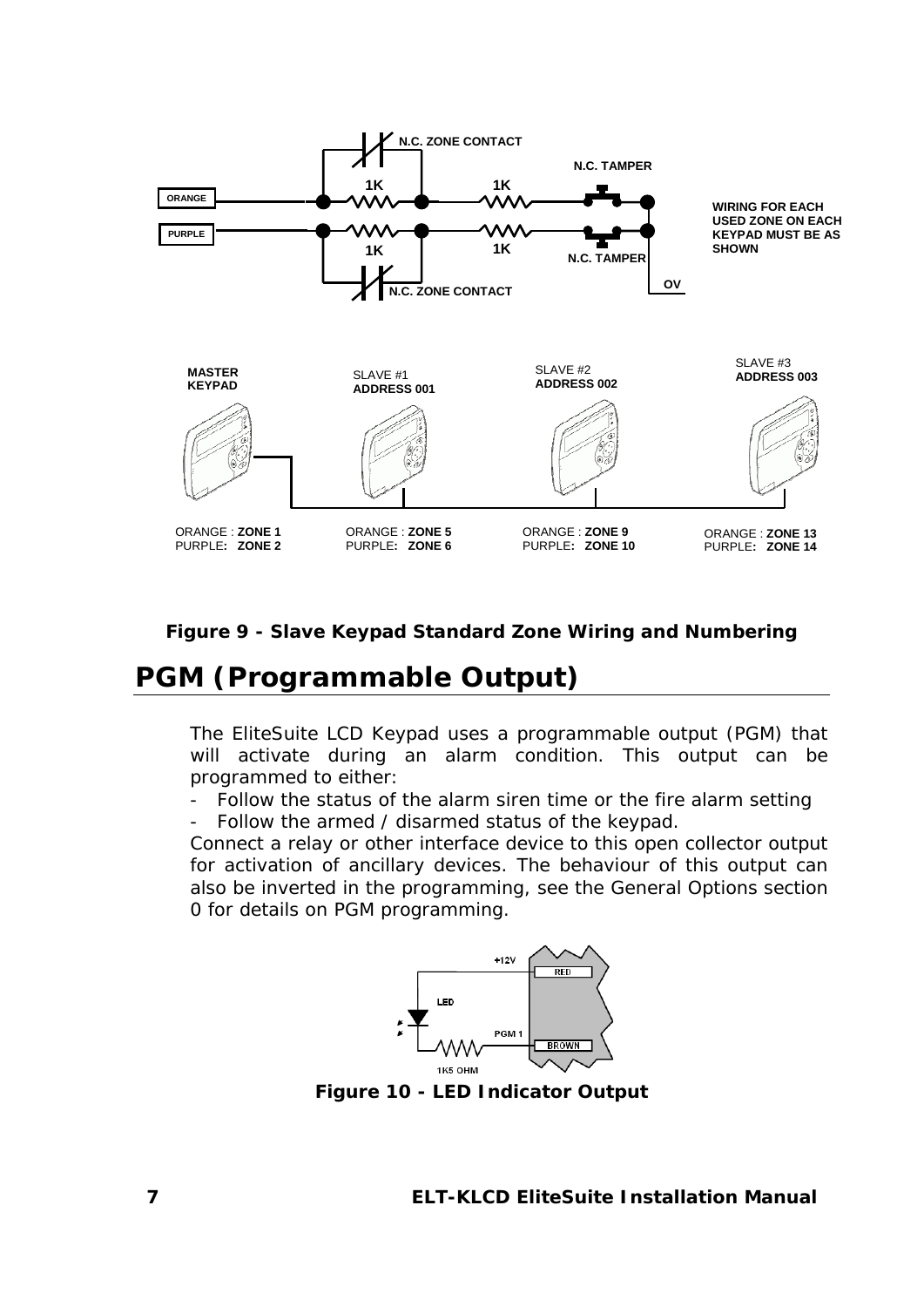**Figure 9 - Slave Keypad Standard Zone Wiring and Numbering**

## PGM (Programmable Output)

The EliteSuite LCD Keypad uses a programmable output (PGM) that will activate during an alarm condition. This output can be programmed to either:

- Follow the status of the alarm siren time or the fire alarm setting
- Follow the armed / disarmed status of the keypad.

Connect a relay or other interface device to this open collector output for activation of ancillary devices. The behaviour of this output can also be inverted in the programming, see the General Options section 0 for details on PGM programming.

**Figure 10 - LED Indicator Output**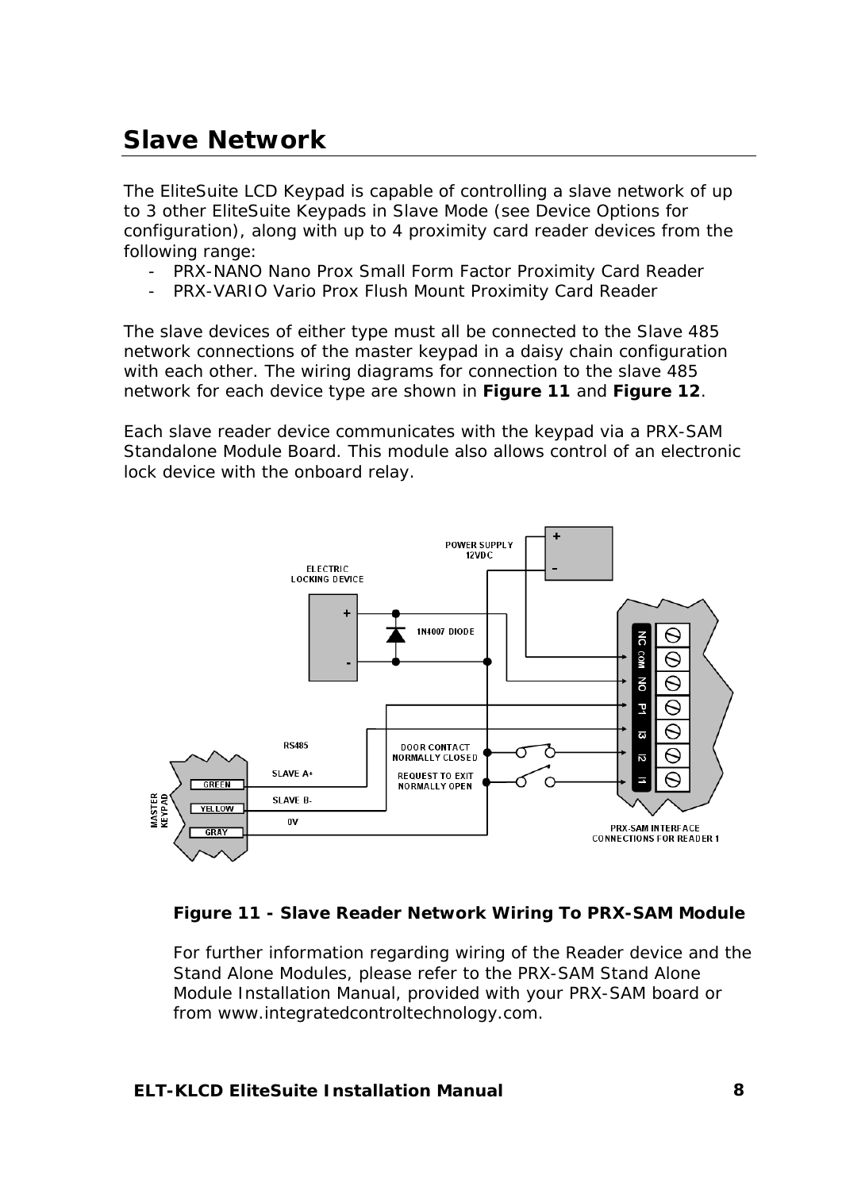# Slave Network

The EliteSuite LCD Keypad is capable of controlling a slave network of up to 3 other EliteSuite Keypads in Slave Mode (see Device Options for configuration), along with up to 4 proximity card reader devices from the following range:

- PRX-NANO Nano Prox Small Form Factor Proximity Card Reader
- PRX-VARIO Vario Prox Flush Mount Proximity Card Reader

The slave devices of either type must all be connected to the Slave 485 network connections of the master keypad in a daisy chain configuration with each other. The wiring diagrams for connection to the slave 485 network for each device type are shown in **Figure 11** and **Figure 12**.

Each slave reader device communicates with the keypad via a PRX-SAM Standalone Module Board. This module also allows control of an electronic lock device with the onboard relay.

**Figure 11 - Slave Reader Network Wiring To PRX-SAM Module**

For further information regarding wiring of the Reader device and the Stand Alone Modules, please refer to the PRX-SAM Stand Alone Module Installation Manual, provided with your PRX-SAM board or from www.integratedcontroltechnology.com.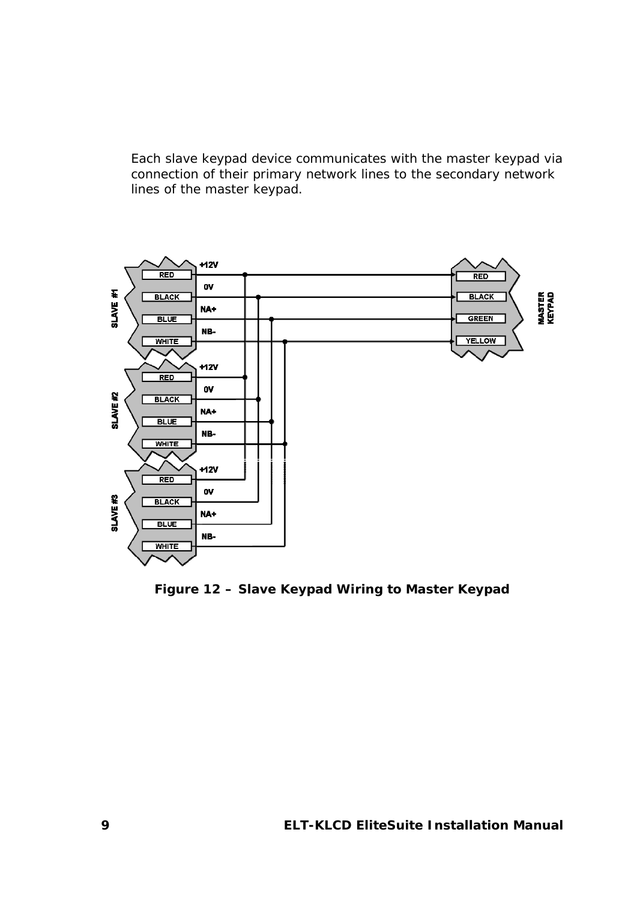Each slave keypad device communicates with the master keypad via connection of their primary network lines to the secondary network lines of the master keypad.

**Figure 12 – Slave Keypad Wiring to Master Keypad**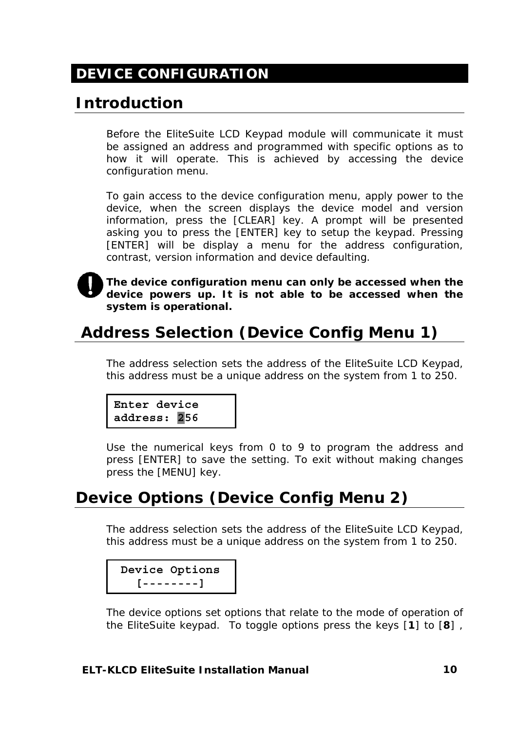# DEVICE CONFIGURATION

## Introduction

Before the EliteSuite LCD Keypad module will communicate it must be assigned an address and programmed with specific options as to how it will operate. This is achieved by accessing the device configuration menu.

To gain access to the device configuration menu, apply power to the device, when the screen displays the device model and version information, press the [CLEAR] key. A prompt will be presented asking you to press the [ENTER] key to setup the keypad. Pressing [ENTER] will be display a menu for the address configuration, contrast, version information and device defaulting.

**The device configuration menu can only be accessed when the device powers up. It is not able to be accessed when the system is operational.**

## Address Selection (Device Config Menu 1)

The address selection sets the address of the EliteSuite LCD Keypad, this address must be a unique address on the system from 1 to 250.

```
Enter device
address: 256
```

Use the numerical keys from 0 to 9 to program the address and press [ENTER] to save the setting. To exit without making changes press the [MENU] key.

## Device Options (Device Config Menu 2)

The address selection sets the address of the EliteSuite LCD Keypad, this address must be a unique address on the system from 1 to 250.

```
Device Options
  [--------]
```

The device options set options that relate to the mode of operation of the EliteSuite keypad. To toggle options press the keys [**1**] to [**8**] ,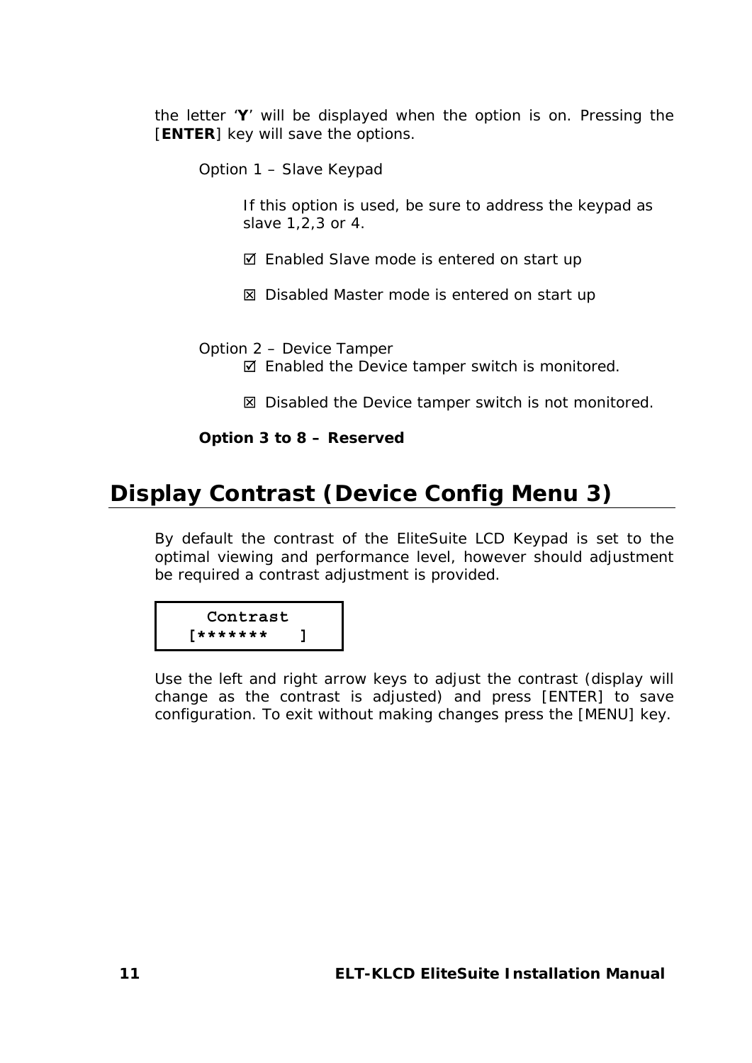the letter '**Y**' will be displayed when the option is on. Pressing the [**ENTER**] key will save the options.

Option 1 – Slave Keypad

If this option is used, be sure to address the keypad as slave 1,2,3 or 4.

☑ Enabled Slave mode is entered on start up

☒ Disabled Master mode is entered on start up

Option 2 – Device Tamper

☑ Enabled the Device tamper switch is monitored.

☒ Disabled the Device tamper switch is not monitored.

**Option 3 to 8 – Reserved**

# Display Contrast (Device Config Menu 3)

By default the contrast of the EliteSuite LCD Keypad is set to the optimal viewing and performance level, however should adjustment be required a contrast adjustment is provided.

```
   Contrast
[*******   ]
```

Use the left and right arrow keys to adjust the contrast (display will change as the contrast is adjusted) and press [ENTER] to save configuration. To exit without making changes press the [MENU] key.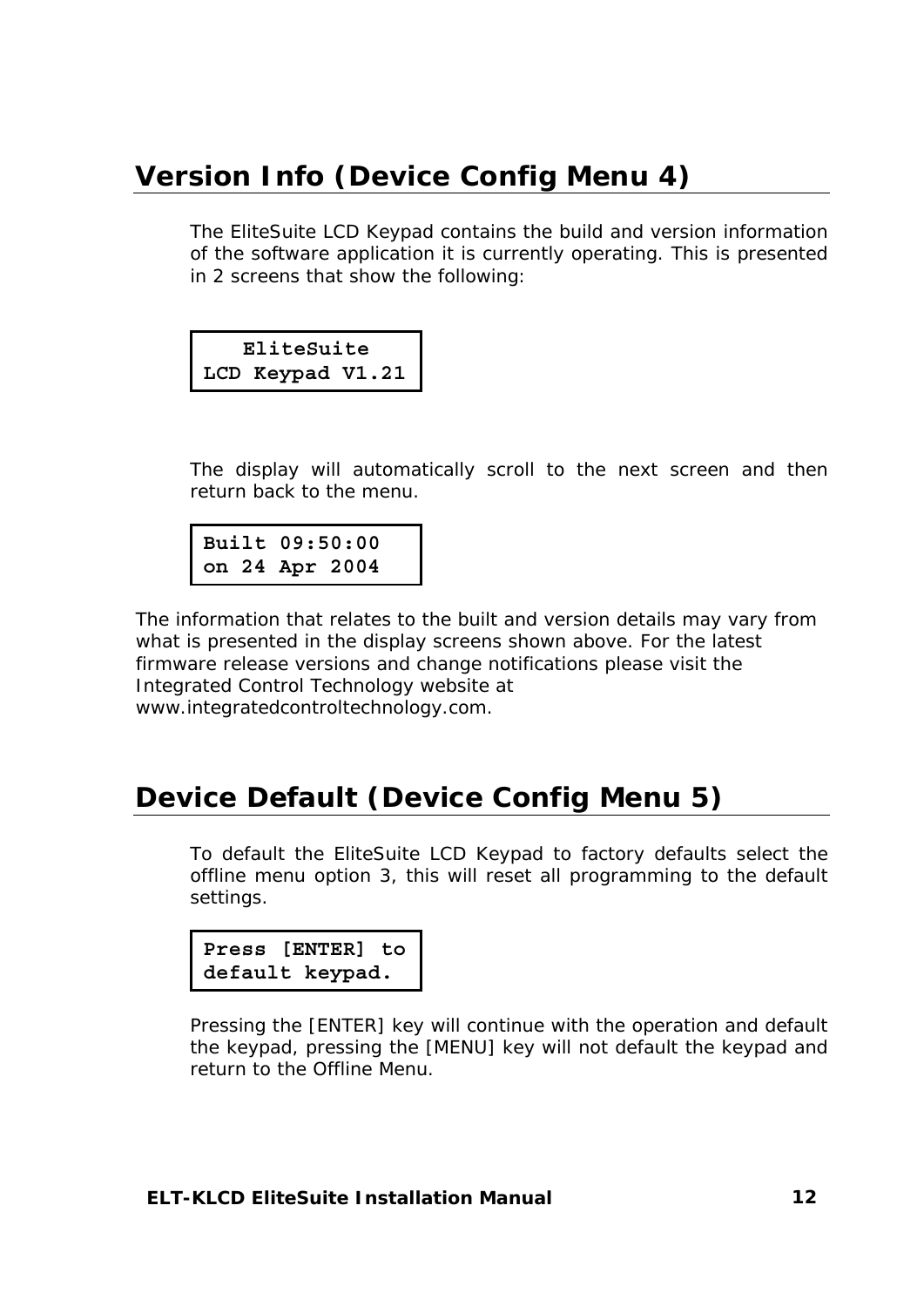## Version Info (Device Config Menu 4)

The EliteSuite LCD Keypad contains the build and version information of the software application it is currently operating. This is presented in 2 screens that show the following:

```
   EliteSuite
LCD Keypad V1.21
```

The display will automatically scroll to the next screen and then return back to the menu.

```
Built 09:50:00
on 24 Apr 2004
```

The information that relates to the built and version details may vary from what is presented in the display screens shown above. For the latest firmware release versions and change notifications please visit the Integrated Control Technology website at www.integratedcontroltechnology.com.

## Device Default (Device Config Menu 5)

To default the EliteSuite LCD Keypad to factory defaults select the offline menu option 3, this will reset all programming to the default settings.

```
Press [ENTER] to
default keypad.
```

Pressing the [ENTER] key will continue with the operation and default the keypad, pressing the [MENU] key will not default the keypad and return to the Offline Menu.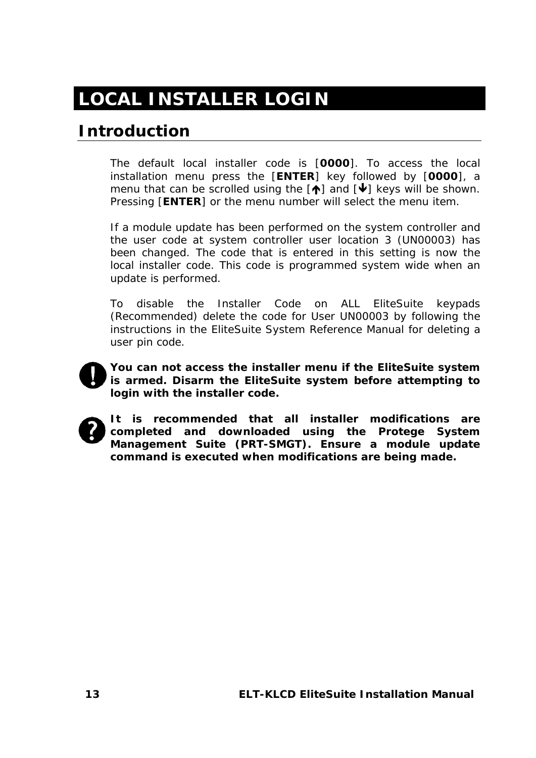# LOCAL INSTALLER LOGIN

## Introduction

The default local installer code is [**0000**]. To access the local installation menu press the [**ENTER**] key followed by [**0000**], a menu that can be scrolled using the [↑] and [↓] keys will be shown. Pressing [**ENTER**] or the menu number will select the menu item.

If a module update has been performed on the system controller and the user code at system controller user location 3 (UN00003) has been changed. The code that is entered in this setting is now the local installer code. This code is programmed system wide when an update is performed.

To disable the Installer Code on ALL EliteSuite keypads (Recommended) delete the code for User UN00003 by following the instructions in the EliteSuite System Reference Manual for deleting a user pin code.

**You can not access the installer menu if the EliteSuite system is armed. Disarm the EliteSuite system before attempting to login with the installer code.**

**It is recommended that all installer modifications are completed and downloaded using the Protege System Management Suite (PRT-SMGT). Ensure a module update command is executed when modifications are being made.**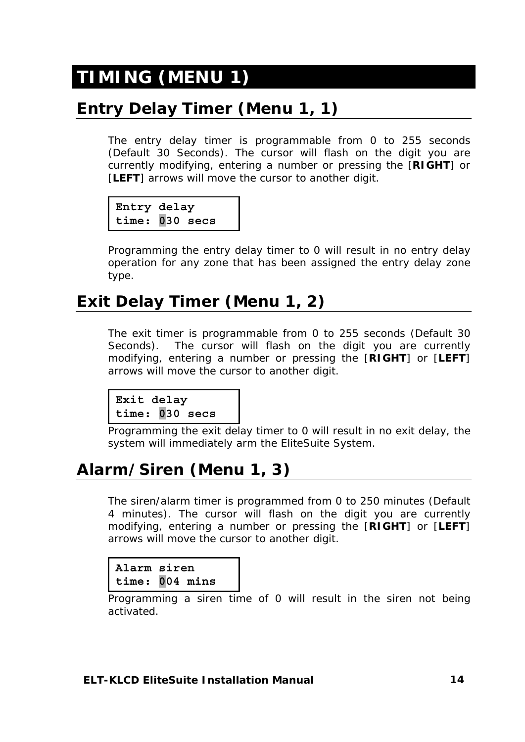# TIMING (MENU 1)

## Entry Delay Timer (Menu 1, 1)

The entry delay timer is programmable from 0 to 255 seconds (Default 30 Seconds). The cursor will flash on the digit you are currently modifying, entering a number or pressing the [**RIGHT**] or [**LEFT**] arrows will move the cursor to another digit.

```
Entry delay
time: 030 secs
```

Programming the entry delay timer to 0 will result in no entry delay operation for any zone that has been assigned the entry delay zone type.

## Exit Delay Timer (Menu 1, 2)

The exit timer is programmable from 0 to 255 seconds (Default 30 Seconds). The cursor will flash on the digit you are currently modifying, entering a number or pressing the [**RIGHT**] or [**LEFT**] arrows will move the cursor to another digit.

```
Exit delay
time: 030 secs
```

Programming the exit delay timer to 0 will result in no exit delay, the system will immediately arm the EliteSuite System.

## Alarm/Siren (Menu 1, 3)

The siren/alarm timer is programmed from 0 to 250 minutes (Default 4 minutes). The cursor will flash on the digit you are currently modifying, entering a number or pressing the [**RIGHT**] or [**LEFT**] arrows will move the cursor to another digit.

```
Alarm siren
time: 004 mins
```

Programming a siren time of 0 will result in the siren not being activated.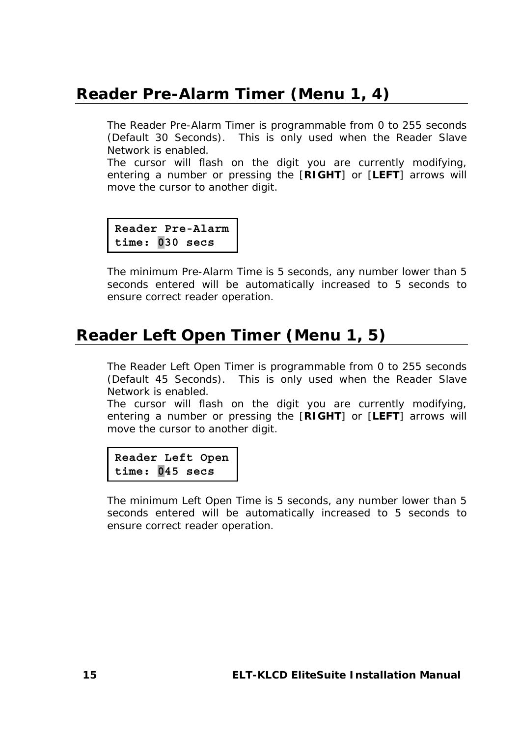## Reader Pre-Alarm Timer (Menu 1, 4)

The Reader Pre-Alarm Timer is programmable from 0 to 255 seconds (Default 30 Seconds). This is only used when the Reader Slave Network is enabled.
The cursor will flash on the digit you are currently modifying, entering a number or pressing the [**RIGHT**] or [**LEFT**] arrows will move the cursor to another digit.

```
Reader Pre-Alarm
time: 030 secs
```

The minimum Pre-Alarm Time is 5 seconds, any number lower than 5 seconds entered will be automatically increased to 5 seconds to ensure correct reader operation.

## Reader Left Open Timer (Menu 1, 5)

The Reader Left Open Timer is programmable from 0 to 255 seconds (Default 45 Seconds). This is only used when the Reader Slave Network is enabled.
The cursor will flash on the digit you are currently modifying, entering a number or pressing the [**RIGHT**] or [**LEFT**] arrows will move the cursor to another digit.

```
Reader Left Open
time: 045 secs
```

The minimum Left Open Time is 5 seconds, any number lower than 5 seconds entered will be automatically increased to 5 seconds to ensure correct reader operation.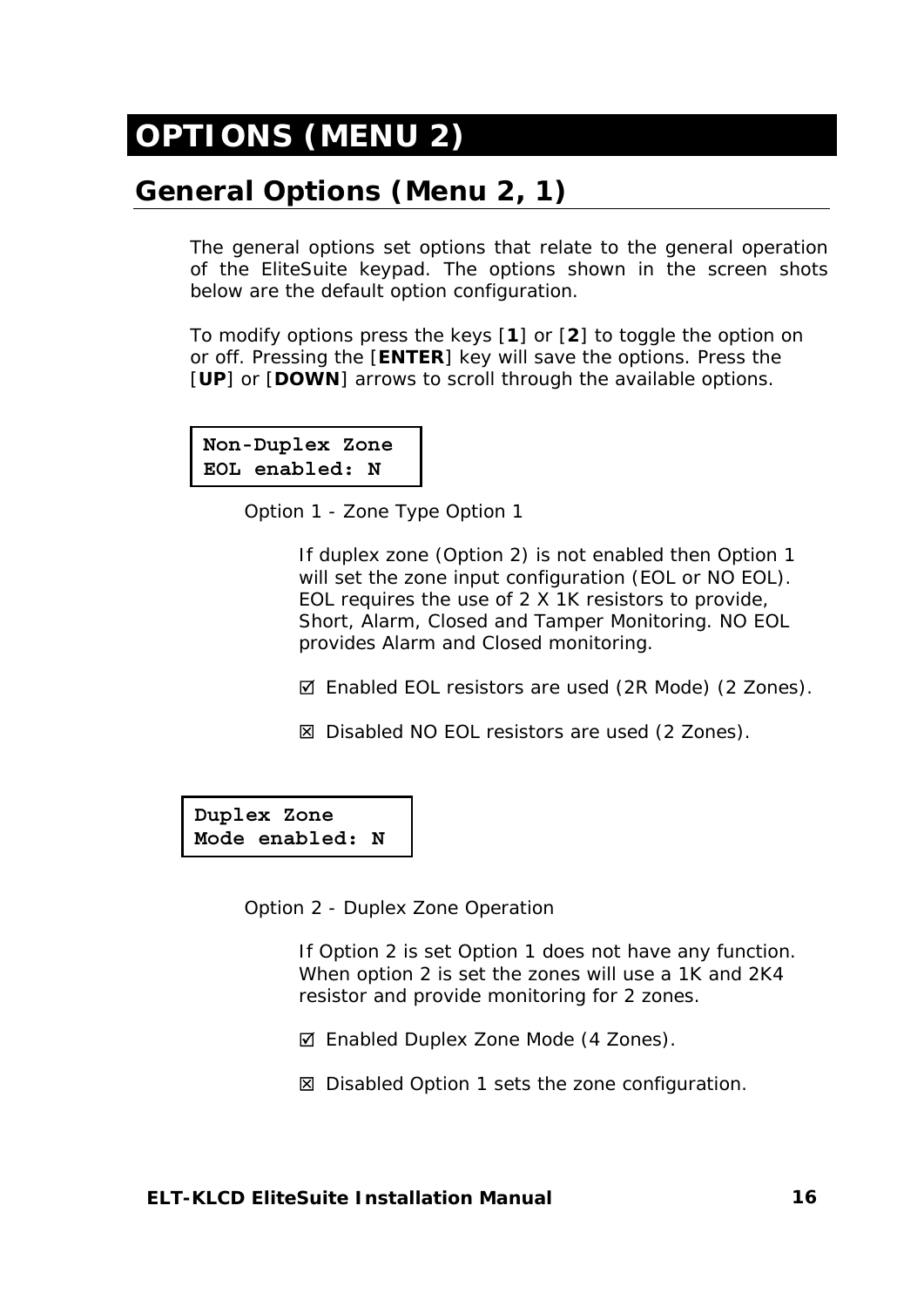# OPTIONS (MENU 2)

## General Options (Menu 2, 1)

The general options set options that relate to the general operation of the EliteSuite keypad. The options shown in the screen shots below are the default option configuration.

To modify options press the keys [**1**] or [**2**] to toggle the option on or off. Pressing the [**ENTER**] key will save the options. Press the [**UP**] or [**DOWN**] arrows to scroll through the available options.

```
Non-Duplex Zone
EOL enabled: N
```

Option 1 - Zone Type Option 1

If duplex zone (Option 2) is not enabled then Option 1 will set the zone input configuration (EOL or NO EOL). EOL requires the use of 2 X 1K resistors to provide, Short, Alarm, Closed and Tamper Monitoring. NO EOL provides Alarm and Closed monitoring.

☑ Enabled EOL resistors are used (2R Mode) (2 Zones).

☒ Disabled NO EOL resistors are used (2 Zones).

```
Duplex Zone
Mode enabled: N
```

Option 2 - Duplex Zone Operation

If Option 2 is set Option 1 does not have any function. When option 2 is set the zones will use a 1K and 2K4 resistor and provide monitoring for 2 zones.

☑ Enabled Duplex Zone Mode (4 Zones).

☒ Disabled Option 1 sets the zone configuration.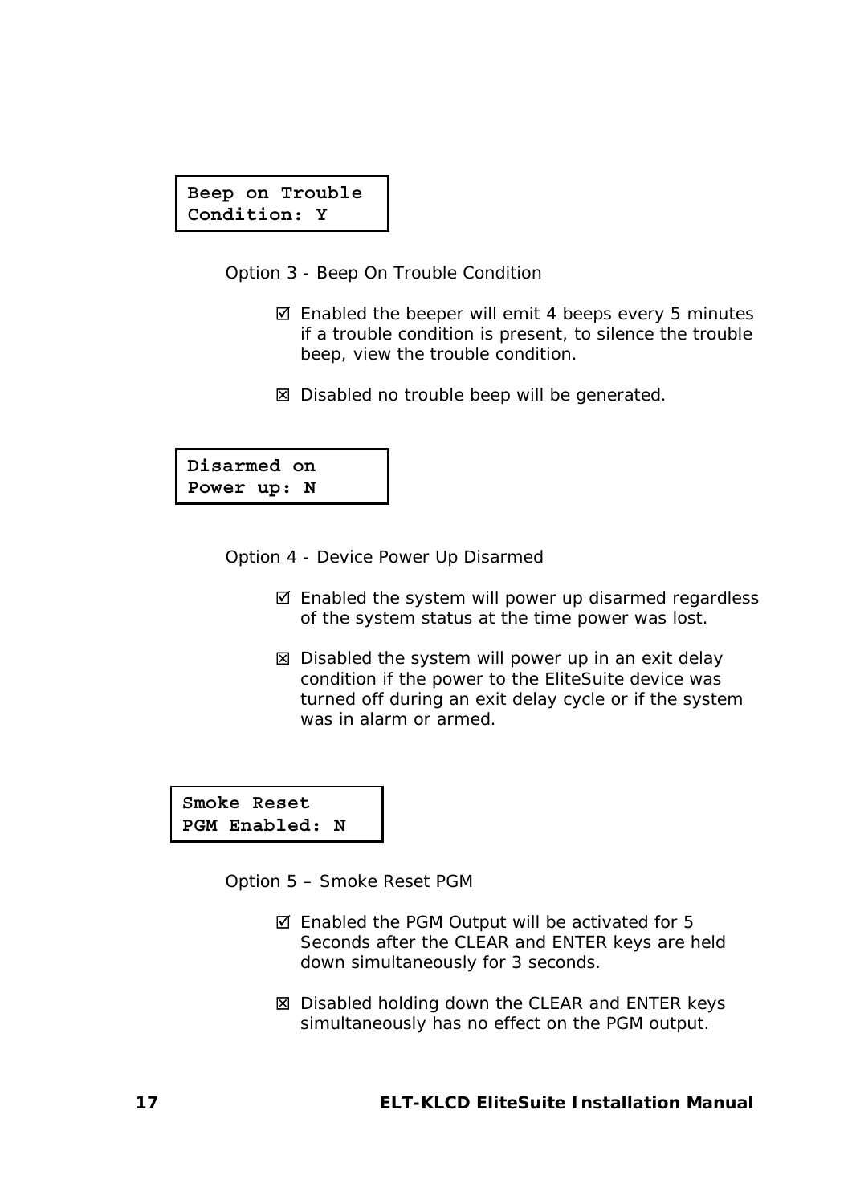```
Beep on Trouble
Condition: Y
```

Option 3 - Beep On Trouble Condition

- ☑ Enabled the beeper will emit 4 beeps every 5 minutes if a trouble condition is present, to silence the trouble beep, view the trouble condition.

- ☒ Disabled no trouble beep will be generated.

```
Disarmed on
Power up: N
```

Option 4 - Device Power Up Disarmed

- ☑ Enabled the system will power up disarmed regardless of the system status at the time power was lost.

- ☒ Disabled the system will power up in an exit delay condition if the power to the EliteSuite device was turned off during an exit delay cycle or if the system was in alarm or armed.

```
Smoke Reset
PGM Enabled: N
```

Option 5 – Smoke Reset PGM

- ☑ Enabled the PGM Output will be activated for 5 Seconds after the CLEAR and ENTER keys are held down simultaneously for 3 seconds.

- ☒ Disabled holding down the CLEAR and ENTER keys simultaneously has no effect on the PGM output.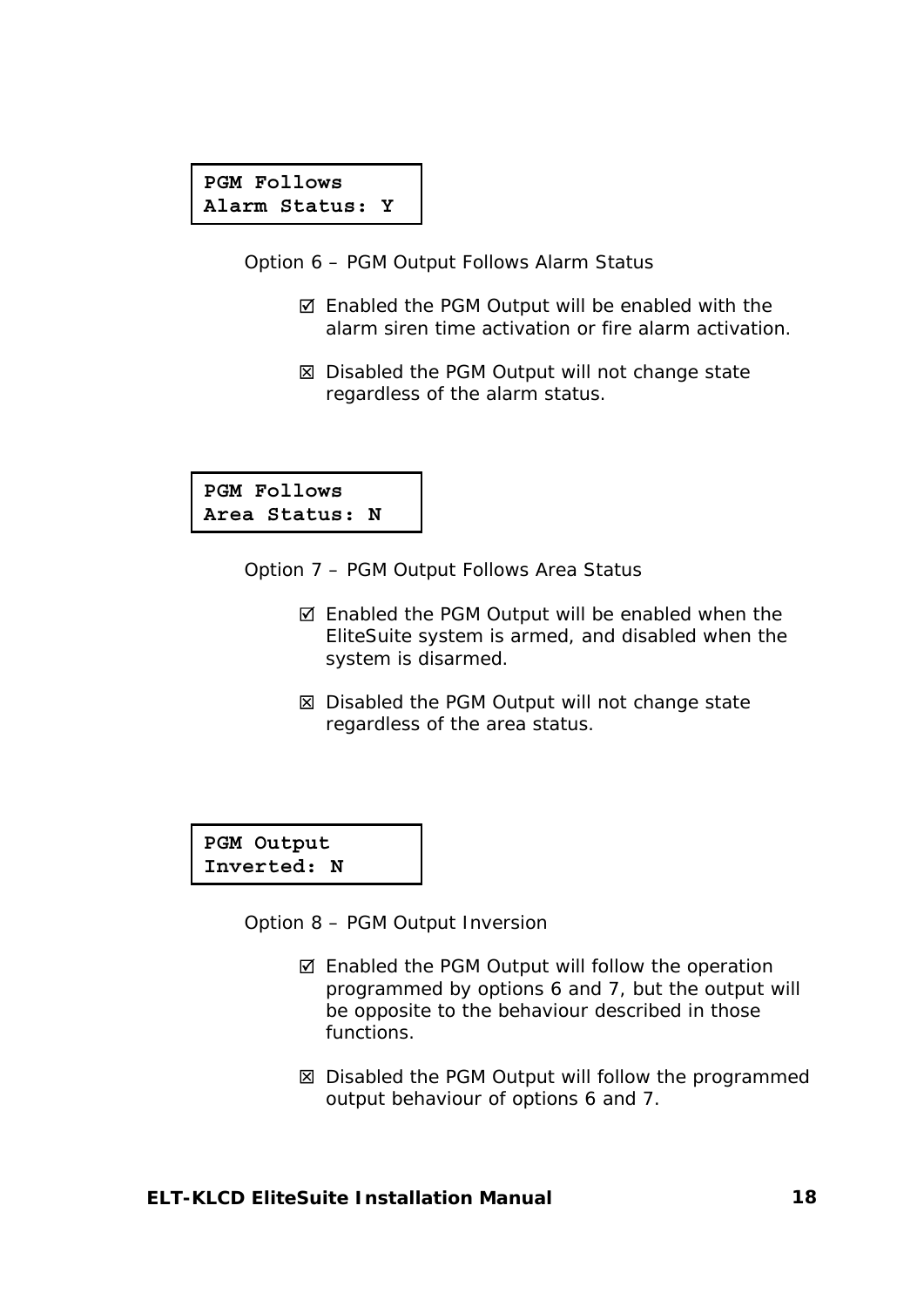```
PGM Follows
Alarm Status: Y
```

Option 6 – PGM Output Follows Alarm Status

- ☑ Enabled the PGM Output will be enabled with the alarm siren time activation or fire alarm activation.
- ☒ Disabled the PGM Output will not change state regardless of the alarm status.

```
PGM Follows
Area Status: N
```

Option 7 – PGM Output Follows Area Status

- ☑ Enabled the PGM Output will be enabled when the EliteSuite system is armed, and disabled when the system is disarmed.
- ☒ Disabled the PGM Output will not change state regardless of the area status.

```
PGM Output
Inverted: N
```

Option 8 – PGM Output Inversion

- ☑ Enabled the PGM Output will follow the operation programmed by options 6 and 7, but the output will be opposite to the behaviour described in those functions.
- ☒ Disabled the PGM Output will follow the programmed output behaviour of options 6 and 7.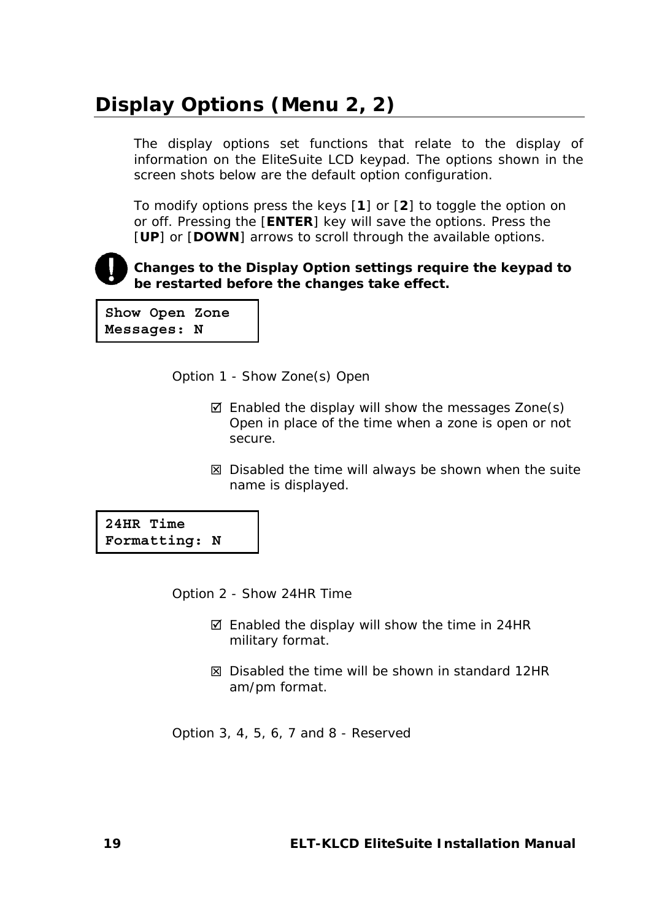## Display Options (Menu 2, 2)

The display options set functions that relate to the display of information on the EliteSuite LCD keypad. The options shown in the screen shots below are the default option configuration.

To modify options press the keys [**1**] or [**2**] to toggle the option on or off. Pressing the [**ENTER**] key will save the options. Press the [**UP**] or [**DOWN**] arrows to scroll through the available options.

**Changes to the Display Option settings require the keypad to be restarted before the changes take effect.**

```
Show Open Zone
Messages: N
```

Option 1 - Show Zone(s) Open

- ☑ Enabled the display will show the messages Zone(s) Open in place of the time when a zone is open or not secure.

- ☒ Disabled the time will always be shown when the suite name is displayed.

```
24HR Time
Formatting: N
```

Option 2 - Show 24HR Time

- ☑ Enabled the display will show the time in 24HR military format.

- ☒ Disabled the time will be shown in standard 12HR am/pm format.

Option 3, 4, 5, 6, 7 and 8 - Reserved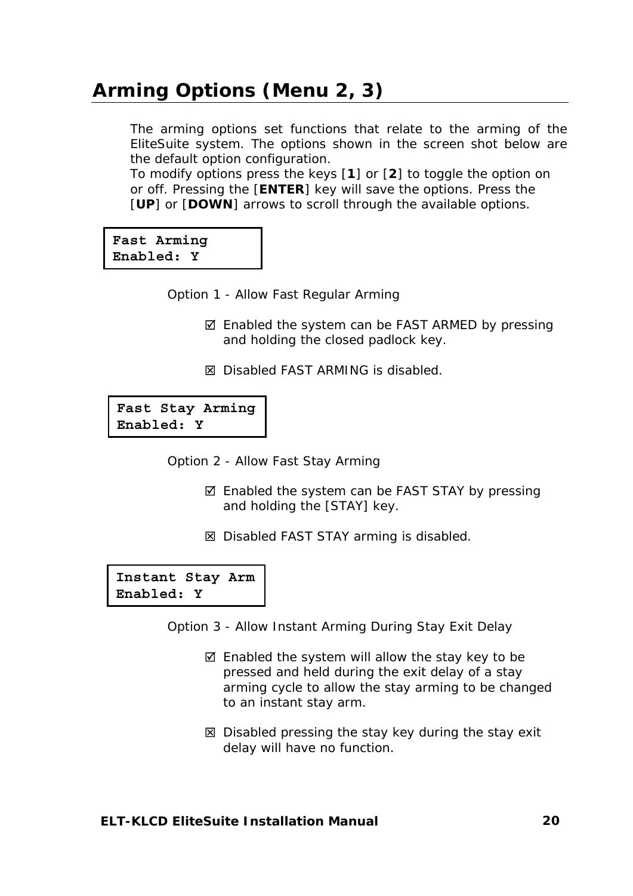## Arming Options (Menu 2, 3)

The arming options set functions that relate to the arming of the EliteSuite system. The options shown in the screen shot below are the default option configuration.
To modify options press the keys [**1**] or [**2**] to toggle the option on or off. Pressing the [**ENTER**] key will save the options. Press the [**UP**] or [**DOWN**] arrows to scroll through the available options.

```
Fast Arming
Enabled: Y
```

Option 1 - Allow Fast Regular Arming

- ☑ Enabled the system can be FAST ARMED by pressing and holding the closed padlock key.
- ☒ Disabled FAST ARMING is disabled.

```
Fast Stay Arming
Enabled: Y
```

Option 2 - Allow Fast Stay Arming

- ☑ Enabled the system can be FAST STAY by pressing and holding the [STAY] key.
- ☒ Disabled FAST STAY arming is disabled.

```
Instant Stay Arm
Enabled: Y
```

Option 3 - Allow Instant Arming During Stay Exit Delay

- ☑ Enabled the system will allow the stay key to be pressed and held during the exit delay of a stay arming cycle to allow the stay arming to be changed to an instant stay arm.
- ☒ Disabled pressing the stay key during the stay exit delay will have no function.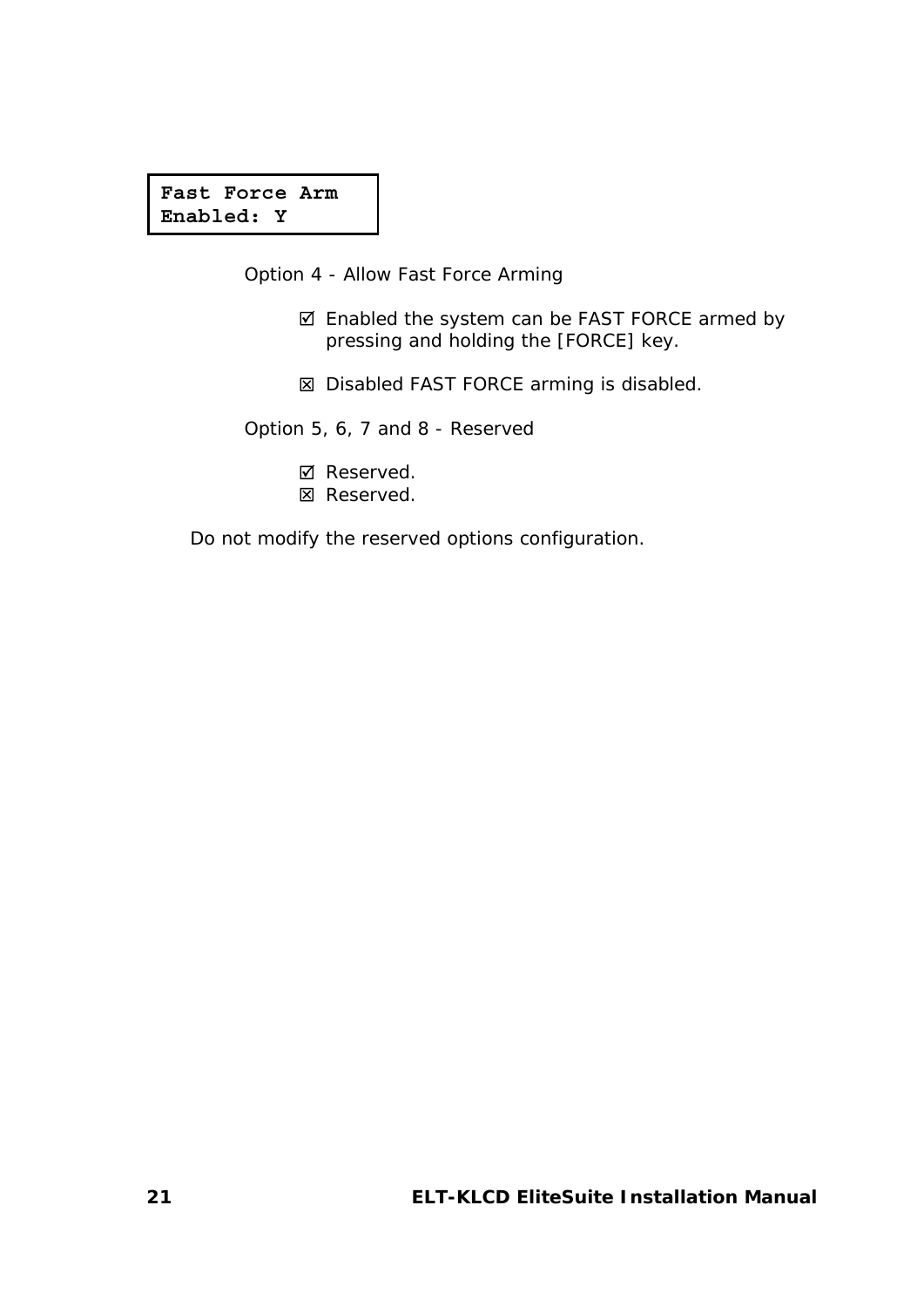```
Fast Force Arm
Enabled: Y
```

Option 4 - Allow Fast Force Arming

- ☑ Enabled the system can be FAST FORCE armed by pressing and holding the [FORCE] key.

- ☒ Disabled FAST FORCE arming is disabled.

Option 5, 6, 7 and 8 - Reserved

- ☑ Reserved.
- ☒ Reserved.

Do not modify the reserved options configuration.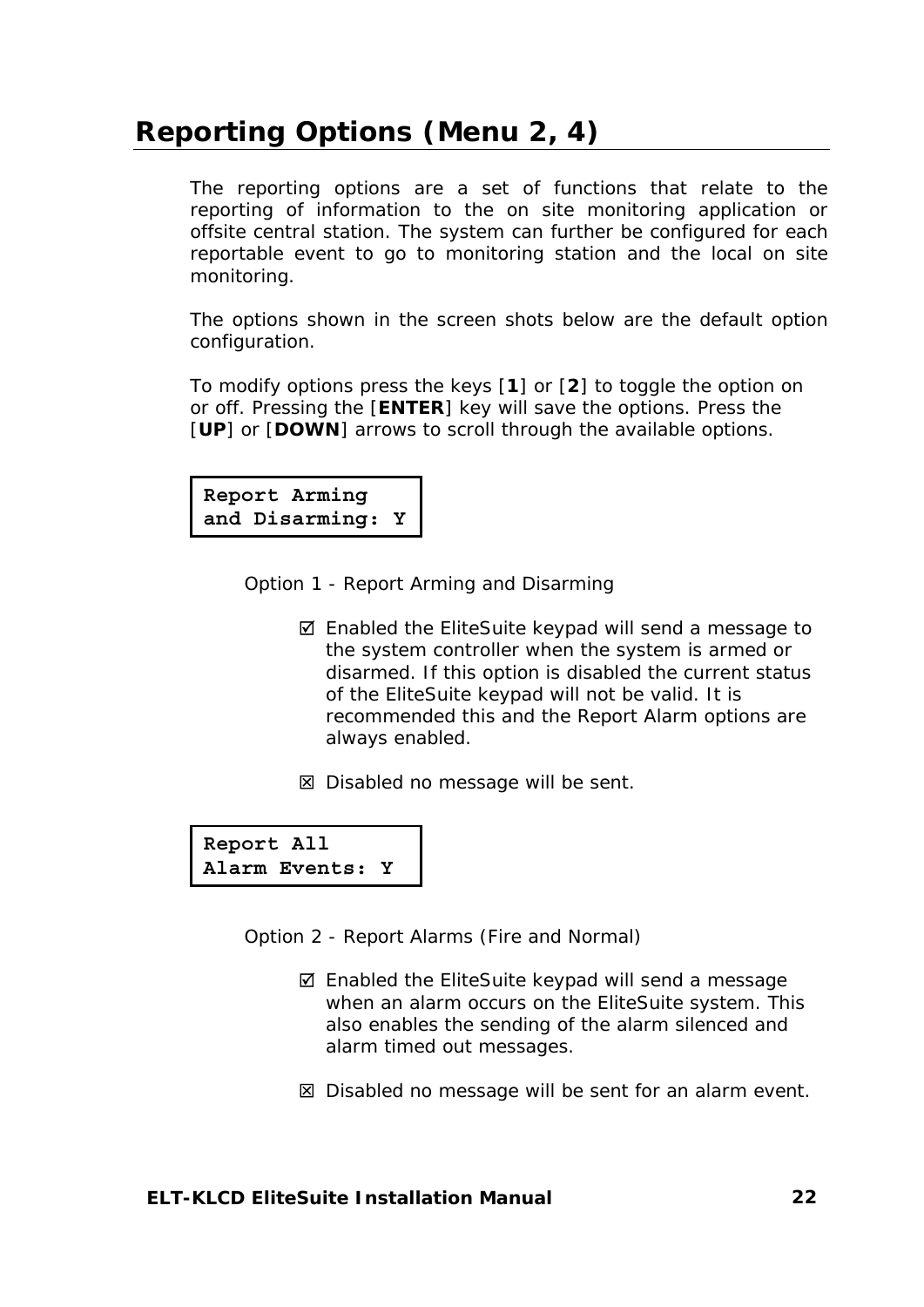# Reporting Options (Menu 2, 4)

The reporting options are a set of functions that relate to the reporting of information to the on site monitoring application or offsite central station. The system can further be configured for each reportable event to go to monitoring station and the local on site monitoring.

The options shown in the screen shots below are the default option configuration.

To modify options press the keys [**1**] or [**2**] to toggle the option on or off. Pressing the [**ENTER**] key will save the options. Press the [**UP**] or [**DOWN**] arrows to scroll through the available options.

```
Report Arming
and Disarming: Y
```

Option 1 - Report Arming and Disarming

- ☑ Enabled the EliteSuite keypad will send a message to the system controller when the system is armed or disarmed. If this option is disabled the current status of the EliteSuite keypad will not be valid. It is recommended this and the Report Alarm options are always enabled.

- ☒ Disabled no message will be sent.

```
Report All
Alarm Events: Y
```

Option 2 - Report Alarms (Fire and Normal)

- ☑ Enabled the EliteSuite keypad will send a message when an alarm occurs on the EliteSuite system. This also enables the sending of the alarm silenced and alarm timed out messages.

- ☒ Disabled no message will be sent for an alarm event.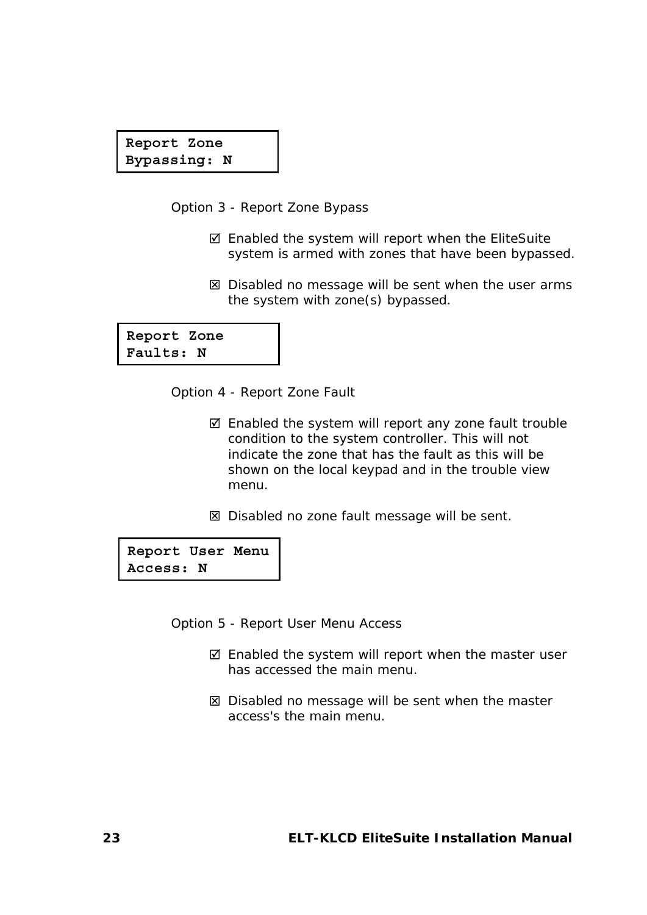```
Report Zone
Bypassing: N
```

Option 3 - Report Zone Bypass

- ☑ Enabled the system will report when the EliteSuite system is armed with zones that have been bypassed.
- ☒ Disabled no message will be sent when the user arms the system with zone(s) bypassed.

```
Report Zone
Faults: N
```

Option 4 - Report Zone Fault

- ☑ Enabled the system will report any zone fault trouble condition to the system controller. This will not indicate the zone that has the fault as this will be shown on the local keypad and in the trouble view menu.
- ☒ Disabled no zone fault message will be sent.

```
Report User Menu
Access: N
```

Option 5 - Report User Menu Access

- ☑ Enabled the system will report when the master user has accessed the main menu.
- ☒ Disabled no message will be sent when the master access's the main menu.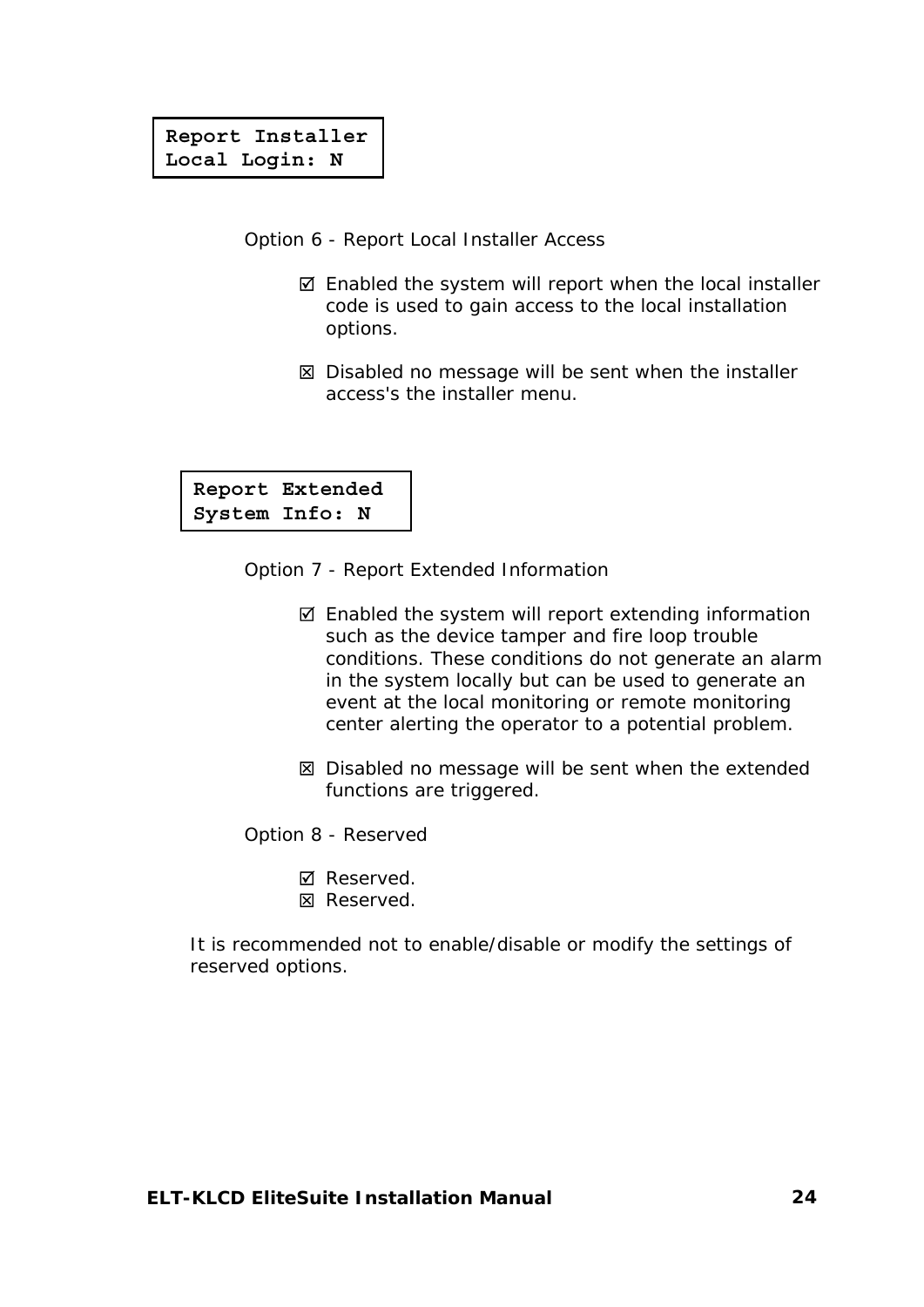```
Report Installer
Local Login: N
```

Option 6 - Report Local Installer Access

- ☑ Enabled the system will report when the local installer code is used to gain access to the local installation options.
- ☒ Disabled no message will be sent when the installer access's the installer menu.

```
Report Extended
System Info: N
```

Option 7 - Report Extended Information

- ☑ Enabled the system will report extending information such as the device tamper and fire loop trouble conditions. These conditions do not generate an alarm in the system locally but can be used to generate an event at the local monitoring or remote monitoring center alerting the operator to a potential problem.
- ☒ Disabled no message will be sent when the extended functions are triggered.

Option 8 - Reserved

- ☑ Reserved.
- ☒ Reserved.

It is recommended not to enable/disable or modify the settings of reserved options.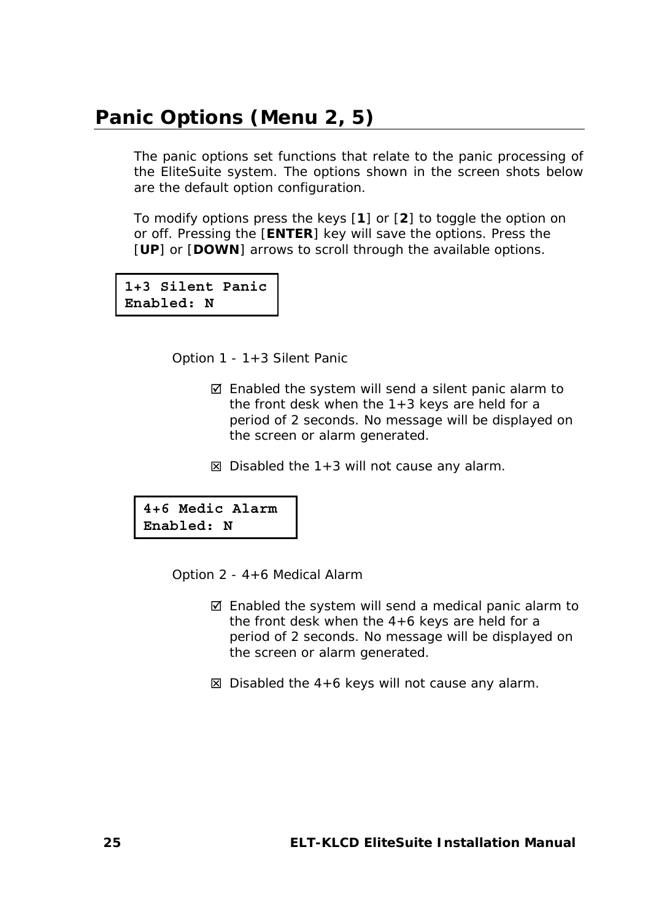## Panic Options (Menu 2, 5)

The panic options set functions that relate to the panic processing of the EliteSuite system. The options shown in the screen shots below are the default option configuration.

To modify options press the keys [**1**] or [**2**] to toggle the option on or off. Pressing the [**ENTER**] key will save the options. Press the [**UP**] or [**DOWN**] arrows to scroll through the available options.

```
1+3 Silent Panic
Enabled: N
```

Option 1 - 1+3 Silent Panic

- ☑ Enabled the system will send a silent panic alarm to the front desk when the 1+3 keys are held for a period of 2 seconds. No message will be displayed on the screen or alarm generated.
- ☒ Disabled the 1+3 will not cause any alarm.

```
4+6 Medic Alarm
Enabled: N
```

Option 2 - 4+6 Medical Alarm

- ☑ Enabled the system will send a medical panic alarm to the front desk when the 4+6 keys are held for a period of 2 seconds. No message will be displayed on the screen or alarm generated.
- ☒ Disabled the 4+6 keys will not cause any alarm.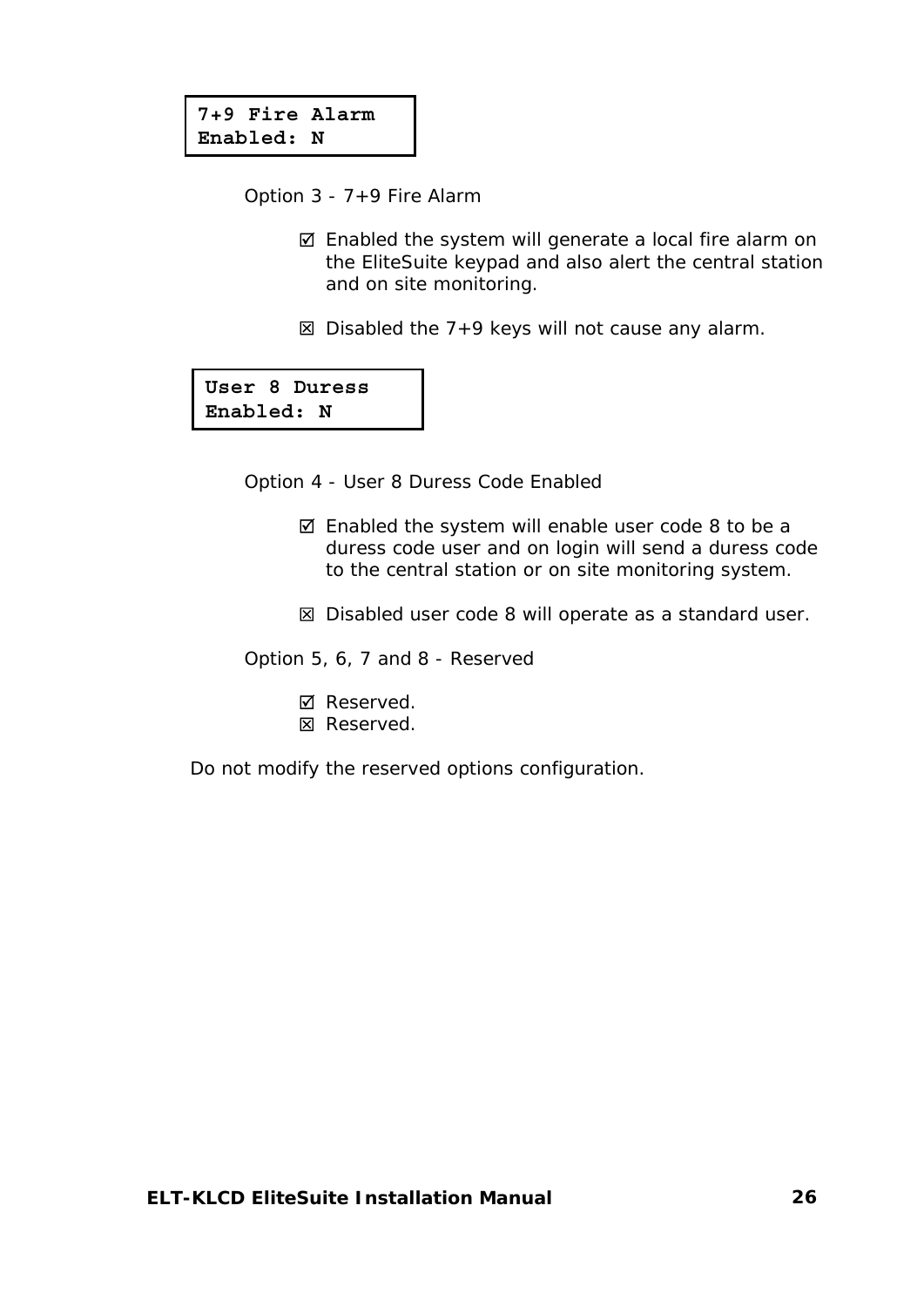```
7+9 Fire Alarm
Enabled: N
```

Option 3 - 7+9 Fire Alarm

- ☑ Enabled the system will generate a local fire alarm on the EliteSuite keypad and also alert the central station and on site monitoring.

- ☒ Disabled the 7+9 keys will not cause any alarm.

```
User 8 Duress
Enabled: N
```

Option 4 - User 8 Duress Code Enabled

- ☑ Enabled the system will enable user code 8 to be a duress code user and on login will send a duress code to the central station or on site monitoring system.

- ☒ Disabled user code 8 will operate as a standard user.

Option 5, 6, 7 and 8 - Reserved

- ☑ Reserved.
- ☒ Reserved.

Do not modify the reserved options configuration.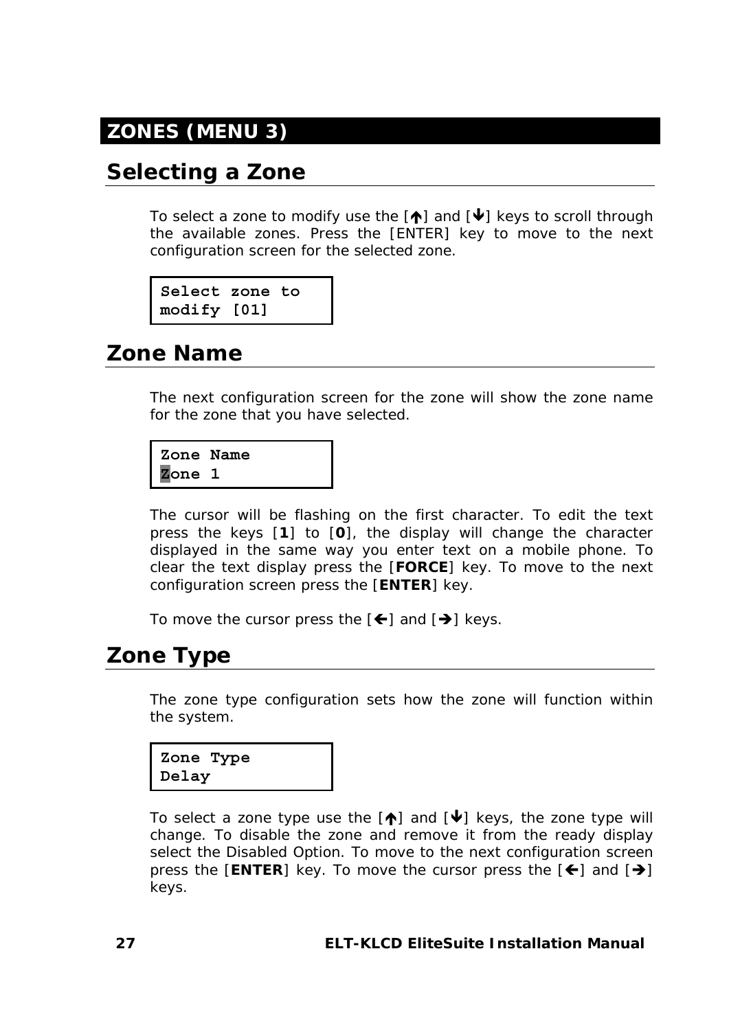# ZONES (MENU 3)

## Selecting a Zone

To select a zone to modify use the [↑] and [↓] keys to scroll through the available zones. Press the [ENTER] key to move to the next configuration screen for the selected zone.

```
Select zone to
modify [01]
```

## Zone Name

The next configuration screen for the zone will show the zone name for the zone that you have selected.

```
Zone Name
Zone 1
```

The cursor will be flashing on the first character. To edit the text press the keys [**1**] to [**0**], the display will change the character displayed in the same way you enter text on a mobile phone. To clear the text display press the [**FORCE**] key. To move to the next configuration screen press the [**ENTER**] key.

To move the cursor press the [←] and [→] keys.

## Zone Type

The zone type configuration sets how the zone will function within the system.

```
Zone Type
Delay
```

To select a zone type use the [↑] and [↓] keys, the zone type will change. To disable the zone and remove it from the ready display select the Disabled Option. To move to the next configuration screen press the [**ENTER**] key. To move the cursor press the [←] and [→] keys.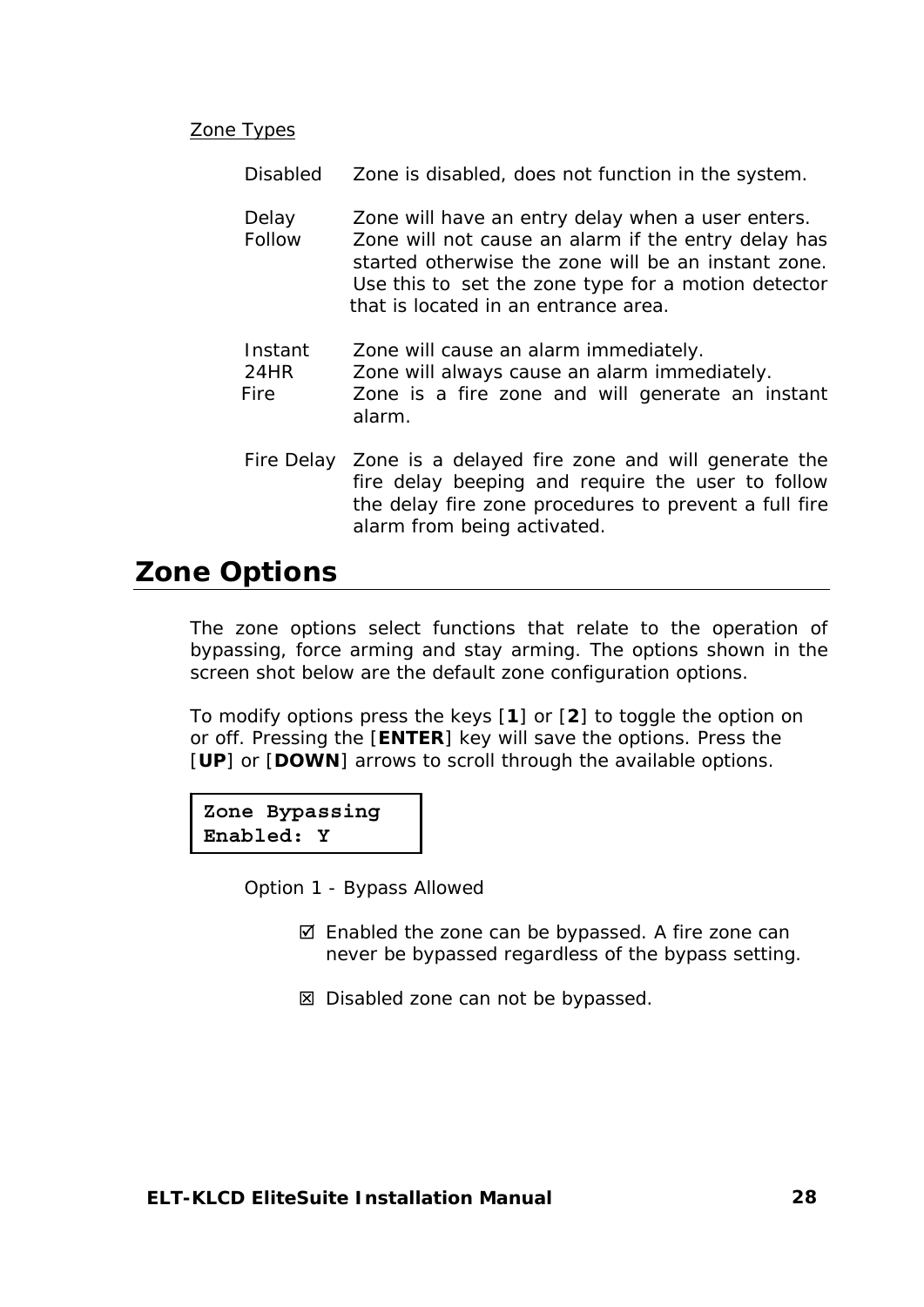Zone Types

Disabled — Zone is disabled, does not function in the system.

Delay — Zone will have an entry delay when a user enters.

Follow — Zone will not cause an alarm if the entry delay has started otherwise the zone will be an instant zone. Use this to set the zone type for a motion detector that is located in an entrance area.

Instant — Zone will cause an alarm immediately.

24HR — Zone will always cause an alarm immediately.

Fire — Zone is a fire zone and will generate an instant alarm.

Fire Delay — Zone is a delayed fire zone and will generate the fire delay beeping and require the user to follow the delay fire zone procedures to prevent a full fire alarm from being activated.

## Zone Options

The zone options select functions that relate to the operation of bypassing, force arming and stay arming. The options shown in the screen shot below are the default zone configuration options.

To modify options press the keys [**1**] or [**2**] to toggle the option on or off. Pressing the [**ENTER**] key will save the options. Press the [**UP**] or [**DOWN**] arrows to scroll through the available options.

```
Zone Bypassing
Enabled: Y
```

Option 1 - Bypass Allowed

☑ Enabled the zone can be bypassed. A fire zone can never be bypassed regardless of the bypass setting.

☒ Disabled zone can not be bypassed.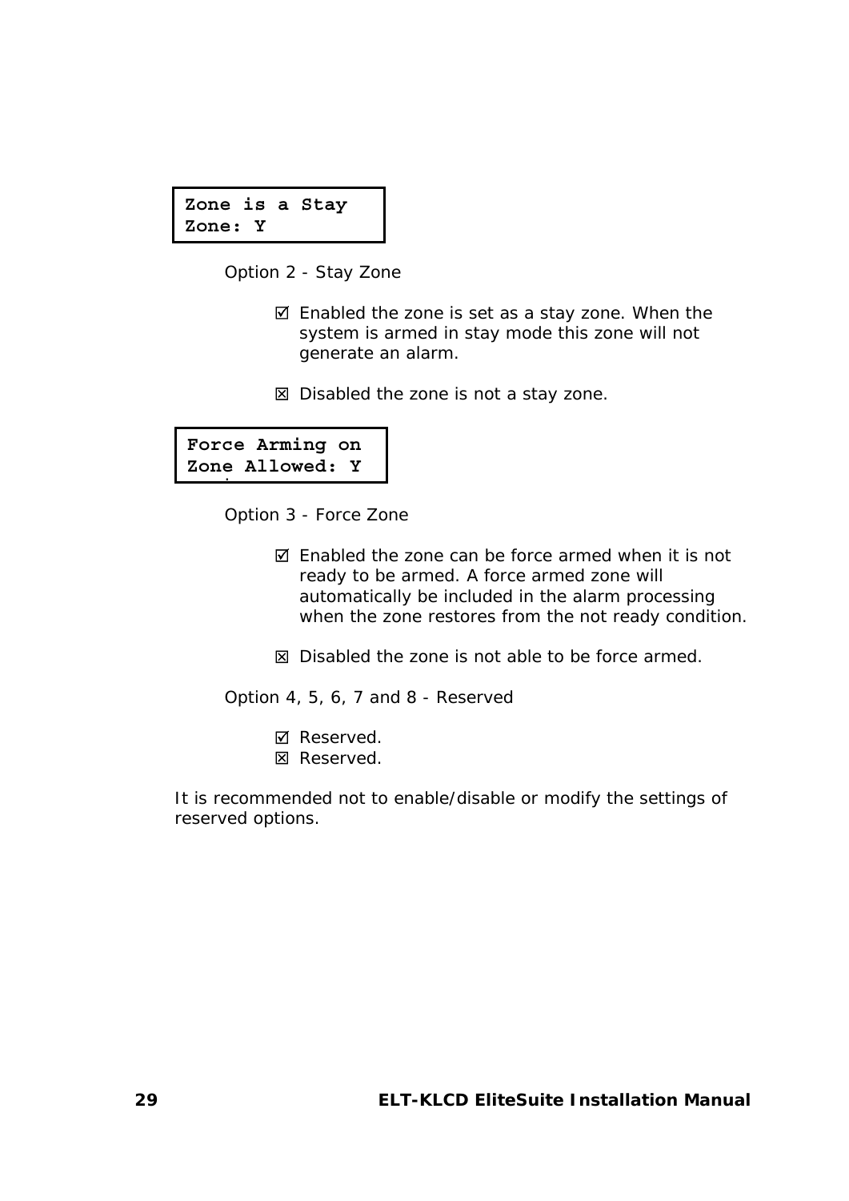```
Zone is a Stay
Zone: Y
```

Option 2 - Stay Zone

- ☑ Enabled the zone is set as a stay zone. When the system is armed in stay mode this zone will not generate an alarm.

- ☒ Disabled the zone is not a stay zone.

```
Force Arming on
Zone Allowed: Y
```

Option 3 - Force Zone

- ☑ Enabled the zone can be force armed when it is not ready to be armed. A force armed zone will automatically be included in the alarm processing when the zone restores from the not ready condition.

- ☒ Disabled the zone is not able to be force armed.

Option 4, 5, 6, 7 and 8 - Reserved

- ☑ Reserved.
- ☒ Reserved.

It is recommended not to enable/disable or modify the settings of reserved options.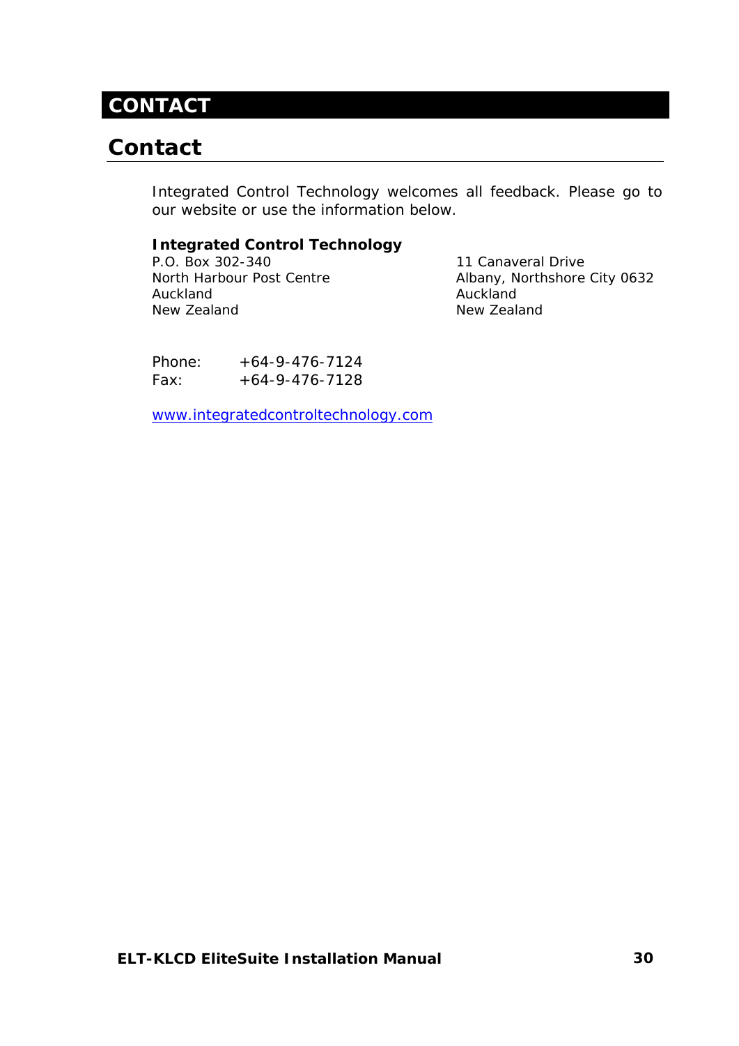# CONTACT

## Contact

Integrated Control Technology welcomes all feedback. Please go to our website or use the information below.

**Integrated Control Technology**

P.O. Box 302-340
North Harbour Post Centre
Auckland
New Zealand

11 Canaveral Drive
Albany, Northshore City 0632
Auckland
New Zealand

Phone: +64-9-476-7124
Fax: +64-9-476-7128

www.integratedcontroltechnology.com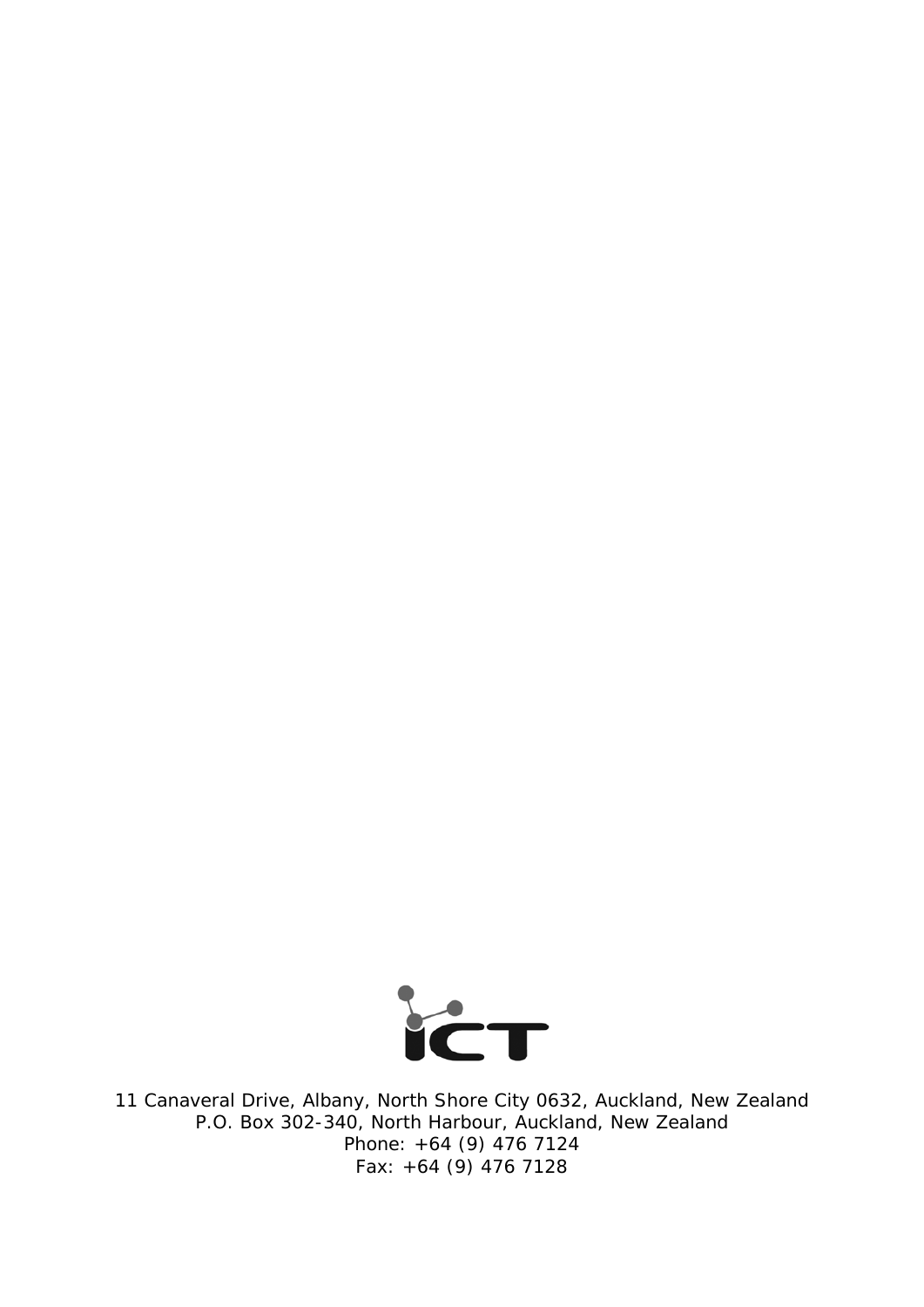ICT

11 Canaveral Drive, Albany, North Shore City 0632, Auckland, New Zealand
P.O. Box 302-340, North Harbour, Auckland, New Zealand
Phone: +64 (9) 476 7124
Fax: +64 (9) 476 7128